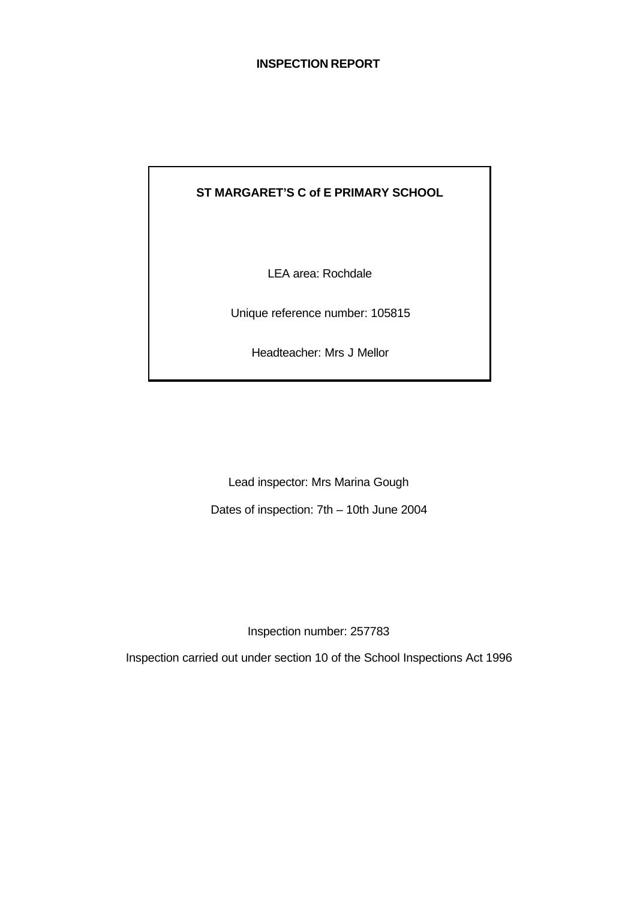# INSPECTION REPORT

**ST MARGARET'S C of E PRIMARY SCHOOL**

LEA area: Rochdale

Unique reference number: 105815

Headteacher: Mrs J Mellor

Lead inspector: Mrs Marina Gough

Dates of inspection: 7th – 10th June 2004

Inspection number: 257783

Inspection carried out under section 10 of the School Inspections Act 1996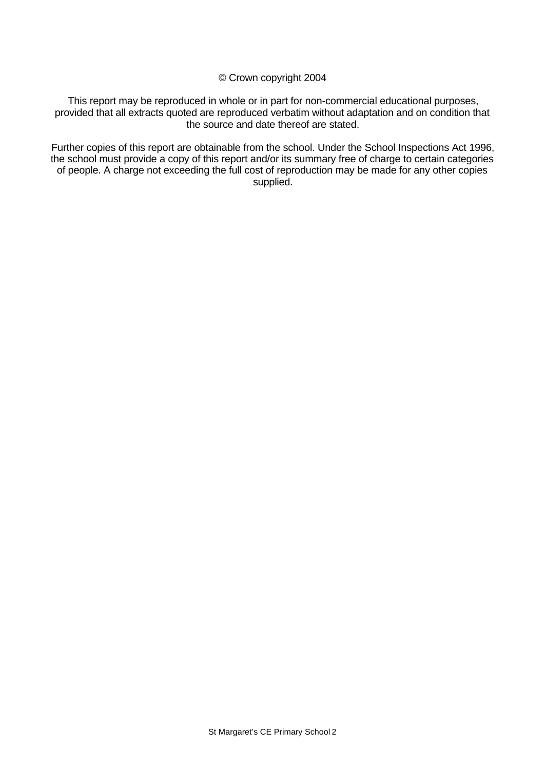© Crown copyright 2004

This report may be reproduced in whole or in part for non-commercial educational purposes, provided that all extracts quoted are reproduced verbatim without adaptation and on condition that the source and date thereof are stated.

Further copies of this report are obtainable from the school. Under the School Inspections Act 1996, the school must provide a copy of this report and/or its summary free of charge to certain categories of people. A charge not exceeding the full cost of reproduction may be made for any other copies supplied.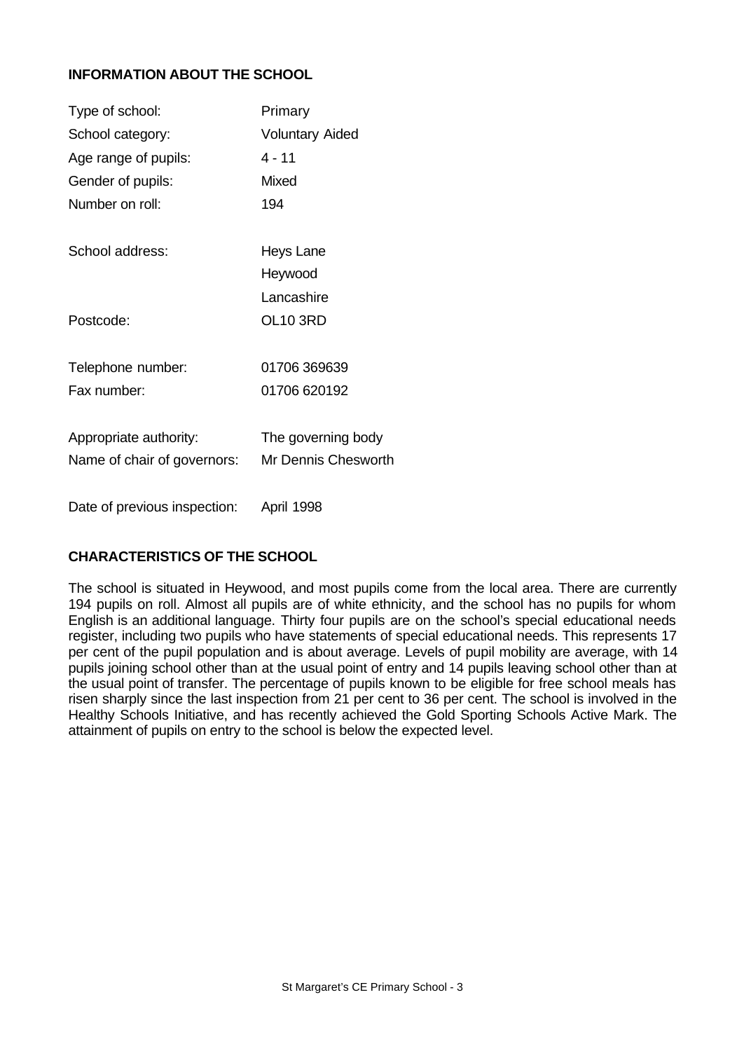## INFORMATION ABOUT THE SCHOOL

| | |
|---|---|
| Type of school: | Primary |
| School category: | Voluntary Aided |
| Age range of pupils: | 4 - 11 |
| Gender of pupils: | Mixed |
| Number on roll: | 194 |
| School address: | Heys Lane<br>Heywood<br>Lancashire |
| Postcode: | OL10 3RD |
| Telephone number: | 01706 369639 |
| Fax number: | 01706 620192 |
| Appropriate authority: | The governing body |
| Name of chair of governors: | Mr Dennis Chesworth |
| Date of previous inspection: | April 1998 |

## CHARACTERISTICS OF THE SCHOOL

The school is situated in Heywood, and most pupils come from the local area. There are currently 194 pupils on roll. Almost all pupils are of white ethnicity, and the school has no pupils for whom English is an additional language. Thirty four pupils are on the school's special educational needs register, including two pupils who have statements of special educational needs. This represents 17 per cent of the pupil population and is about average. Levels of pupil mobility are average, with 14 pupils joining school other than at the usual point of entry and 14 pupils leaving school other than at the usual point of transfer. The percentage of pupils known to be eligible for free school meals has risen sharply since the last inspection from 21 per cent to 36 per cent. The school is involved in the Healthy Schools Initiative, and has recently achieved the Gold Sporting Schools Active Mark. The attainment of pupils on entry to the school is below the expected level.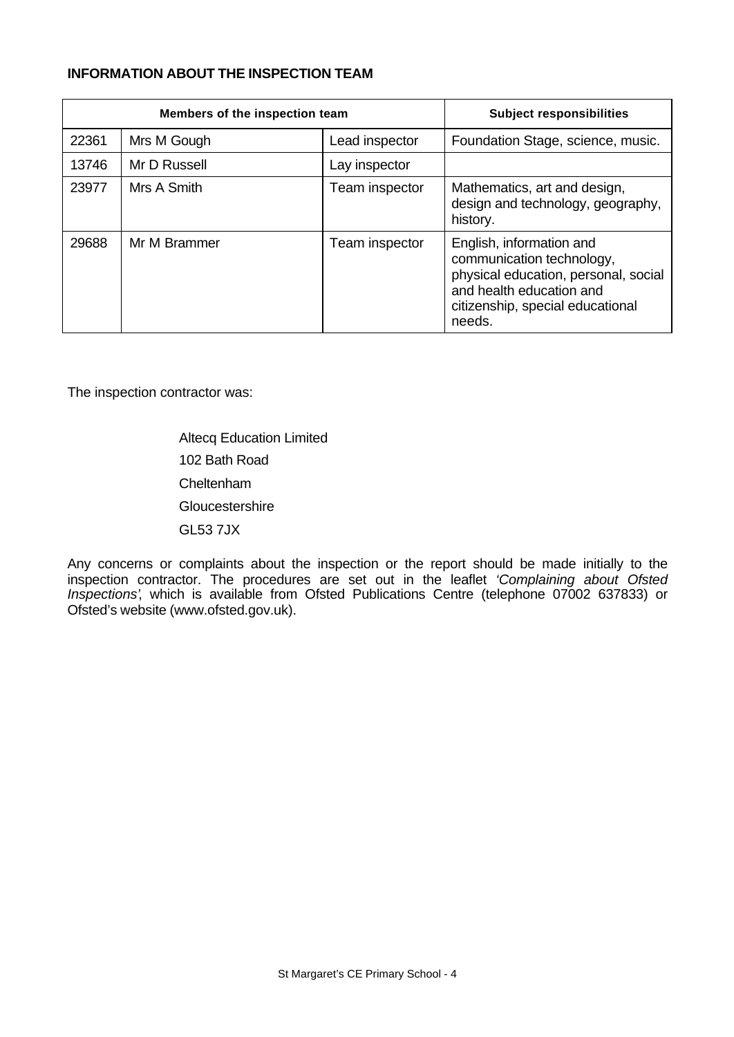**INFORMATION ABOUT THE INSPECTION TEAM**

| Members of the inspection team | | | Subject responsibilities |
|---|---|---|---|
| 22361 | Mrs M Gough | Lead inspector | Foundation Stage, science, music. |
| 13746 | Mr D Russell | Lay inspector | |
| 23977 | Mrs A Smith | Team inspector | Mathematics, art and design, design and technology, geography, history. |
| 29688 | Mr M Brammer | Team inspector | English, information and communication technology, physical education, personal, social and health education and citizenship, special educational needs. |

The inspection contractor was:

Altecq Education Limited
102 Bath Road
Cheltenham
Gloucestershire
GL53 7JX

Any concerns or complaints about the inspection or the report should be made initially to the inspection contractor. The procedures are set out in the leaflet *'Complaining about Ofsted Inspections'*, which is available from Ofsted Publications Centre (telephone 07002 637833) or Ofsted's website (www.ofsted.gov.uk).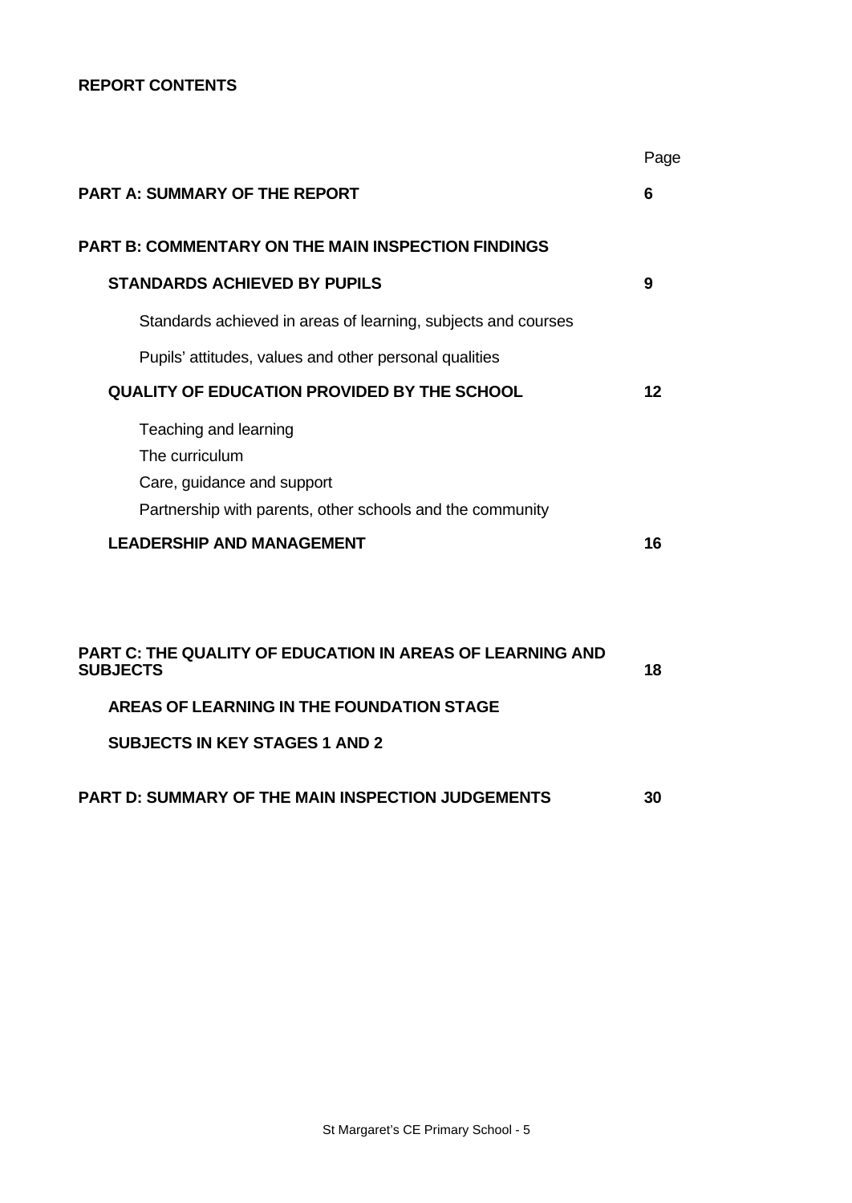**REPORT CONTENTS**

| | Page |
|---|---|
| **PART A: SUMMARY OF THE REPORT** | **6** |
| **PART B: COMMENTARY ON THE MAIN INSPECTION FINDINGS** | |
| **STANDARDS ACHIEVED BY PUPILS** | **9** |
| Standards achieved in areas of learning, subjects and courses | |
| Pupils' attitudes, values and other personal qualities | |
| **QUALITY OF EDUCATION PROVIDED BY THE SCHOOL** | **12** |
| Teaching and learning<br>The curriculum<br>Care, guidance and support<br>Partnership with parents, other schools and the community | |
| **LEADERSHIP AND MANAGEMENT** | **16** |
| **PART C: THE QUALITY OF EDUCATION IN AREAS OF LEARNING AND SUBJECTS** | **18** |
| **AREAS OF LEARNING IN THE FOUNDATION STAGE** | |
| **SUBJECTS IN KEY STAGES 1 AND 2** | |
| **PART D: SUMMARY OF THE MAIN INSPECTION JUDGEMENTS** | **30** |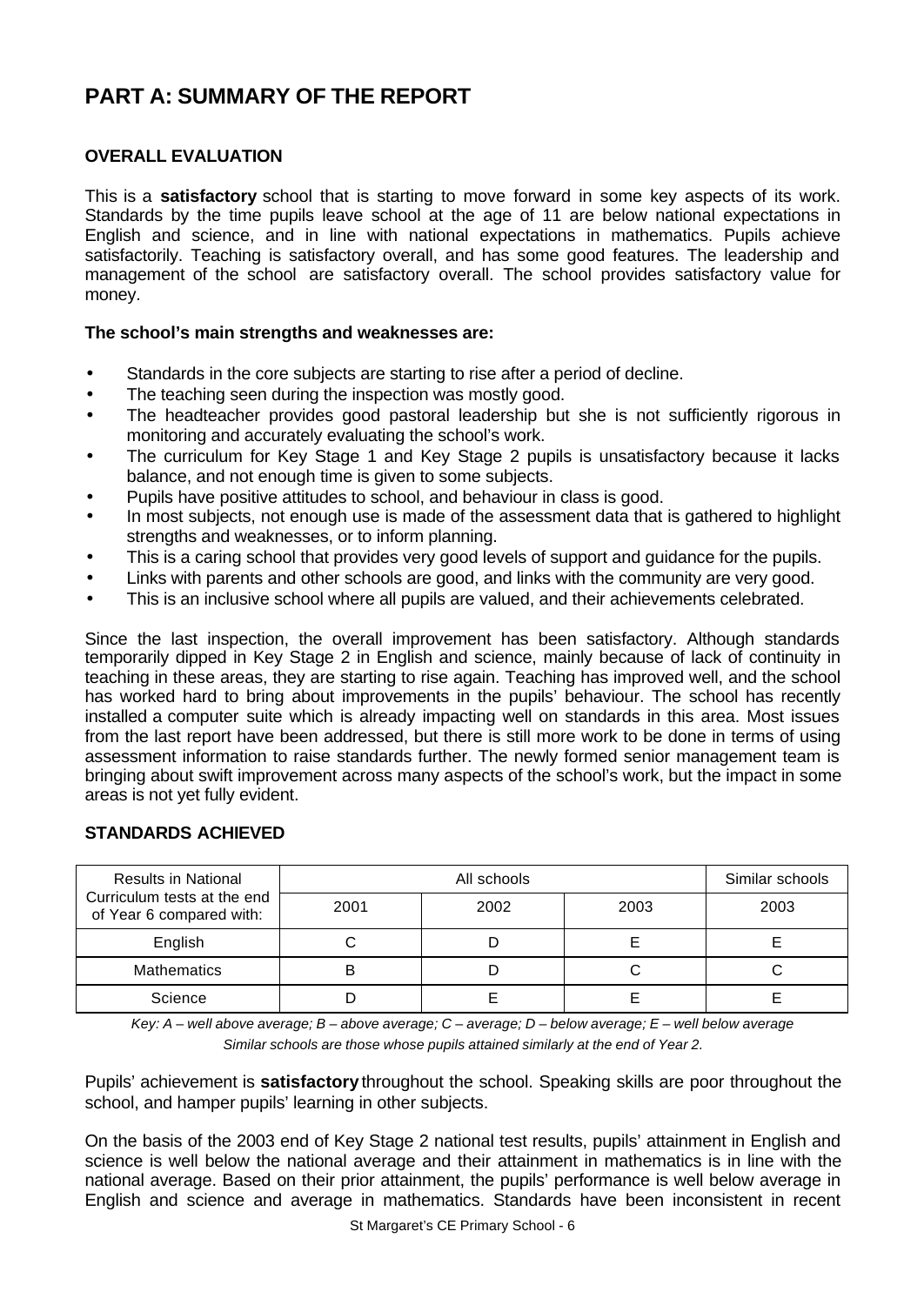# PART A: SUMMARY OF THE REPORT

## OVERALL EVALUATION

This is a **satisfactory** school that is starting to move forward in some key aspects of its work. Standards by the time pupils leave school at the age of 11 are below national expectations in English and science, and in line with national expectations in mathematics. Pupils achieve satisfactorily. Teaching is satisfactory overall, and has some good features. The leadership and management of the school are satisfactory overall. The school provides satisfactory value for money.

**The school's main strengths and weaknesses are:**

- Standards in the core subjects are starting to rise after a period of decline.
- The teaching seen during the inspection was mostly good.
- The headteacher provides good pastoral leadership but she is not sufficiently rigorous in monitoring and accurately evaluating the school's work.
- The curriculum for Key Stage 1 and Key Stage 2 pupils is unsatisfactory because it lacks balance, and not enough time is given to some subjects.
- Pupils have positive attitudes to school, and behaviour in class is good.
- In most subjects, not enough use is made of the assessment data that is gathered to highlight strengths and weaknesses, or to inform planning.
- This is a caring school that provides very good levels of support and guidance for the pupils.
- Links with parents and other schools are good, and links with the community are very good.
- This is an inclusive school where all pupils are valued, and their achievements celebrated.

Since the last inspection, the overall improvement has been satisfactory. Although standards temporarily dipped in Key Stage 2 in English and science, mainly because of lack of continuity in teaching in these areas, they are starting to rise again. Teaching has improved well, and the school has worked hard to bring about improvements in the pupils' behaviour. The school has recently installed a computer suite which is already impacting well on standards in this area. Most issues from the last report have been addressed, but there is still more work to be done in terms of using assessment information to raise standards further. The newly formed senior management team is bringing about swift improvement across many aspects of the school's work, but the impact in some areas is not yet fully evident.

## STANDARDS ACHIEVED

| Results in National Curriculum tests at the end of Year 6 compared with: | All schools | | | Similar schools |
|---|---|---|---|---|
| | 2001 | 2002 | 2003 | 2003 |
| English | C | D | E | E |
| Mathematics | B | D | C | C |
| Science | D | E | E | E |

*Key: A – well above average; B – above average; C – average; D – below average; E – well below average*

*Similar schools are those whose pupils attained similarly at the end of Year 2.*

Pupils' achievement is **satisfactory** throughout the school. Speaking skills are poor throughout the school, and hamper pupils' learning in other subjects.

On the basis of the 2003 end of Key Stage 2 national test results, pupils' attainment in English and science is well below the national average and their attainment in mathematics is in line with the national average. Based on their prior attainment, the pupils' performance is well below average in English and science and average in mathematics. Standards have been inconsistent in recent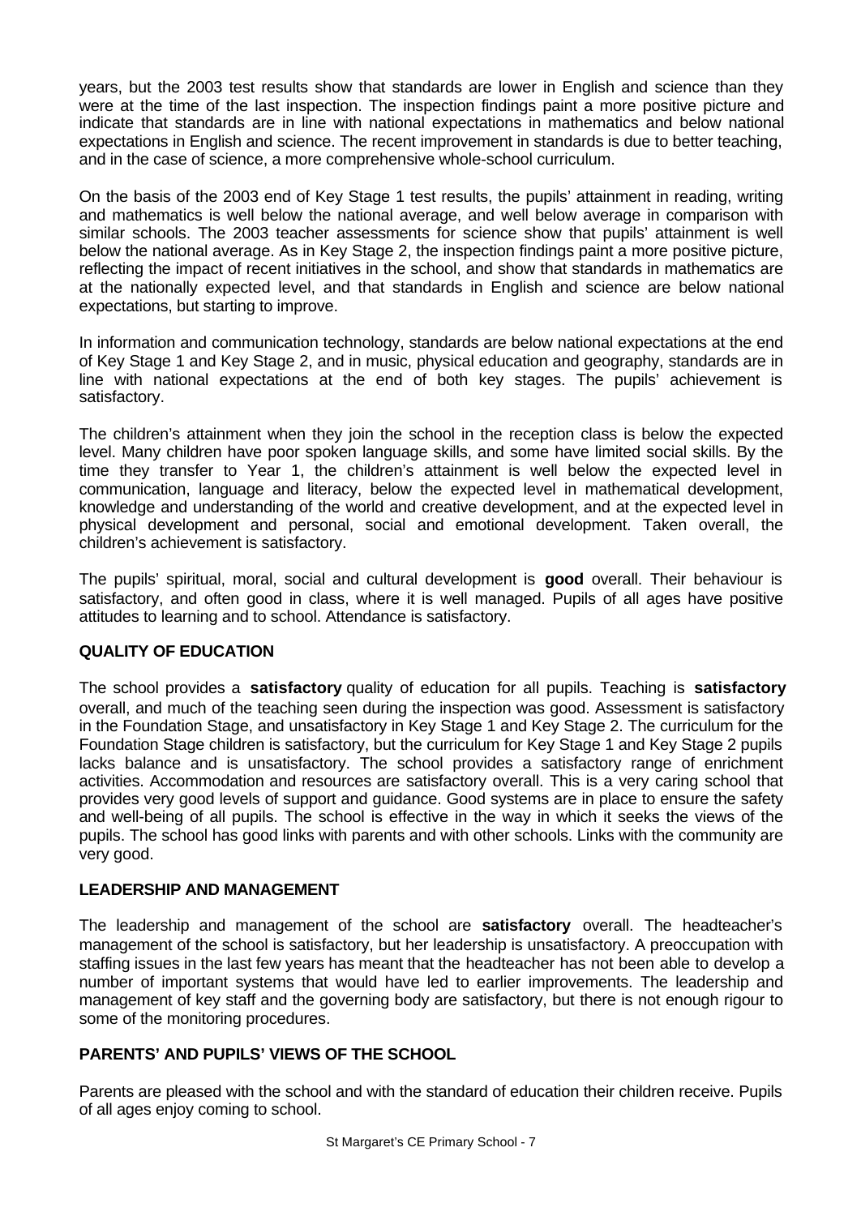years, but the 2003 test results show that standards are lower in English and science than they were at the time of the last inspection. The inspection findings paint a more positive picture and indicate that standards are in line with national expectations in mathematics and below national expectations in English and science. The recent improvement in standards is due to better teaching, and in the case of science, a more comprehensive whole-school curriculum.

On the basis of the 2003 end of Key Stage 1 test results, the pupils' attainment in reading, writing and mathematics is well below the national average, and well below average in comparison with similar schools. The 2003 teacher assessments for science show that pupils' attainment is well below the national average. As in Key Stage 2, the inspection findings paint a more positive picture, reflecting the impact of recent initiatives in the school, and show that standards in mathematics are at the nationally expected level, and that standards in English and science are below national expectations, but starting to improve.

In information and communication technology, standards are below national expectations at the end of Key Stage 1 and Key Stage 2, and in music, physical education and geography, standards are in line with national expectations at the end of both key stages. The pupils' achievement is satisfactory.

The children's attainment when they join the school in the reception class is below the expected level. Many children have poor spoken language skills, and some have limited social skills. By the time they transfer to Year 1, the children's attainment is well below the expected level in communication, language and literacy, below the expected level in mathematical development, knowledge and understanding of the world and creative development, and at the expected level in physical development and personal, social and emotional development. Taken overall, the children's achievement is satisfactory.

The pupils' spiritual, moral, social and cultural development is **good** overall. Their behaviour is satisfactory, and often good in class, where it is well managed. Pupils of all ages have positive attitudes to learning and to school. Attendance is satisfactory.

## QUALITY OF EDUCATION

The school provides a **satisfactory** quality of education for all pupils. Teaching is **satisfactory** overall, and much of the teaching seen during the inspection was good. Assessment is satisfactory in the Foundation Stage, and unsatisfactory in Key Stage 1 and Key Stage 2. The curriculum for the Foundation Stage children is satisfactory, but the curriculum for Key Stage 1 and Key Stage 2 pupils lacks balance and is unsatisfactory. The school provides a satisfactory range of enrichment activities. Accommodation and resources are satisfactory overall. This is a very caring school that provides very good levels of support and guidance. Good systems are in place to ensure the safety and well-being of all pupils. The school is effective in the way in which it seeks the views of the pupils. The school has good links with parents and with other schools. Links with the community are very good.

## LEADERSHIP AND MANAGEMENT

The leadership and management of the school are **satisfactory** overall. The headteacher's management of the school is satisfactory, but her leadership is unsatisfactory. A preoccupation with staffing issues in the last few years has meant that the headteacher has not been able to develop a number of important systems that would have led to earlier improvements. The leadership and management of key staff and the governing body are satisfactory, but there is not enough rigour to some of the monitoring procedures.

## PARENTS' AND PUPILS' VIEWS OF THE SCHOOL

Parents are pleased with the school and with the standard of education their children receive. Pupils of all ages enjoy coming to school.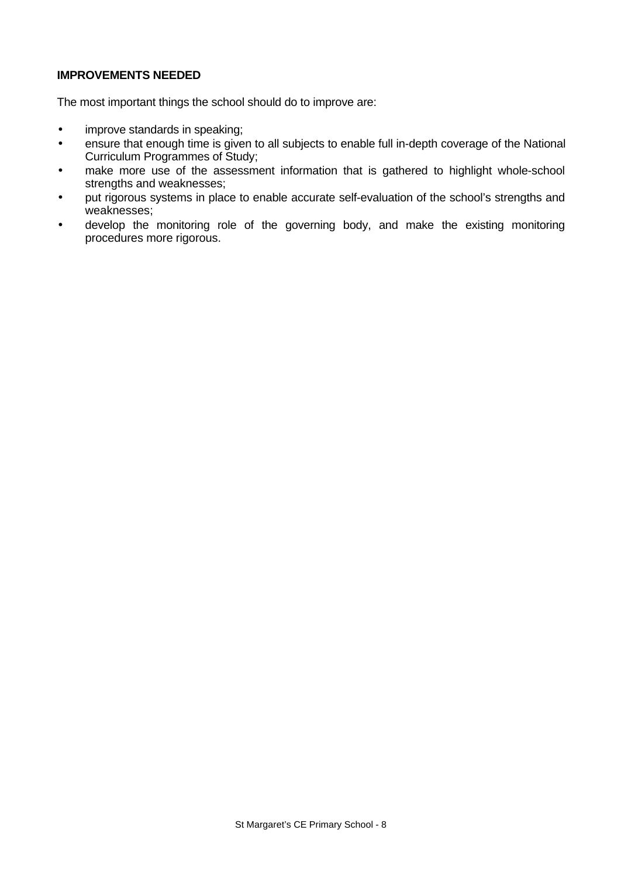**IMPROVEMENTS NEEDED**

The most important things the school should do to improve are:

- improve standards in speaking;
- ensure that enough time is given to all subjects to enable full in-depth coverage of the National Curriculum Programmes of Study;
- make more use of the assessment information that is gathered to highlight whole-school strengths and weaknesses;
- put rigorous systems in place to enable accurate self-evaluation of the school's strengths and weaknesses;
- develop the monitoring role of the governing body, and make the existing monitoring procedures more rigorous.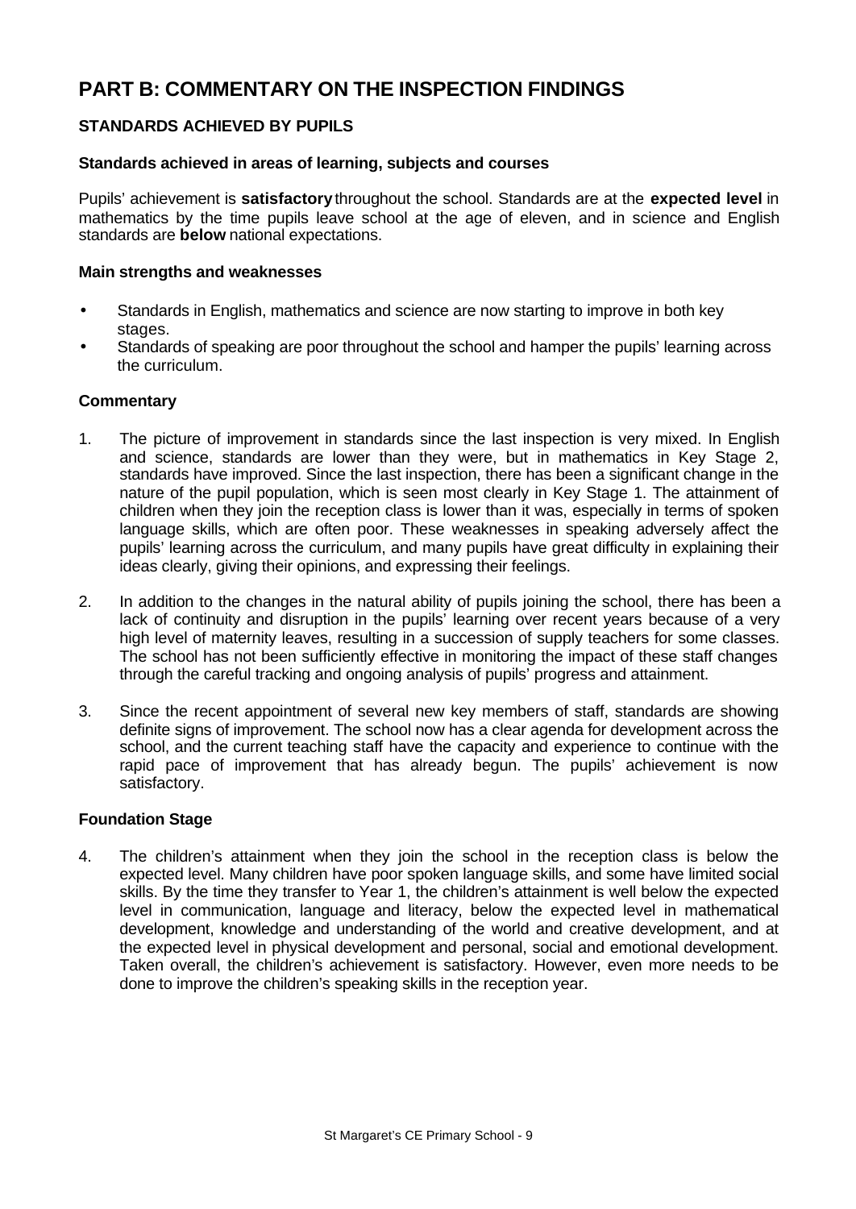# PART B: COMMENTARY ON THE INSPECTION FINDINGS

## STANDARDS ACHIEVED BY PUPILS

### Standards achieved in areas of learning, subjects and courses

Pupils' achievement is **satisfactory** throughout the school. Standards are at the **expected level** in mathematics by the time pupils leave school at the age of eleven, and in science and English standards are **below** national expectations.

### Main strengths and weaknesses

- Standards in English, mathematics and science are now starting to improve in both key stages.
- Standards of speaking are poor throughout the school and hamper the pupils' learning across the curriculum.

### Commentary

1. The picture of improvement in standards since the last inspection is very mixed. In English and science, standards are lower than they were, but in mathematics in Key Stage 2, standards have improved. Since the last inspection, there has been a significant change in the nature of the pupil population, which is seen most clearly in Key Stage 1. The attainment of children when they join the reception class is lower than it was, especially in terms of spoken language skills, which are often poor. These weaknesses in speaking adversely affect the pupils' learning across the curriculum, and many pupils have great difficulty in explaining their ideas clearly, giving their opinions, and expressing their feelings.

2. In addition to the changes in the natural ability of pupils joining the school, there has been a lack of continuity and disruption in the pupils' learning over recent years because of a very high level of maternity leaves, resulting in a succession of supply teachers for some classes. The school has not been sufficiently effective in monitoring the impact of these staff changes through the careful tracking and ongoing analysis of pupils' progress and attainment.

3. Since the recent appointment of several new key members of staff, standards are showing definite signs of improvement. The school now has a clear agenda for development across the school, and the current teaching staff have the capacity and experience to continue with the rapid pace of improvement that has already begun. The pupils' achievement is now satisfactory.

### Foundation Stage

4. The children's attainment when they join the school in the reception class is below the expected level. Many children have poor spoken language skills, and some have limited social skills. By the time they transfer to Year 1, the children's attainment is well below the expected level in communication, language and literacy, below the expected level in mathematical development, knowledge and understanding of the world and creative development, and at the expected level in physical development and personal, social and emotional development. Taken overall, the children's achievement is satisfactory. However, even more needs to be done to improve the children's speaking skills in the reception year.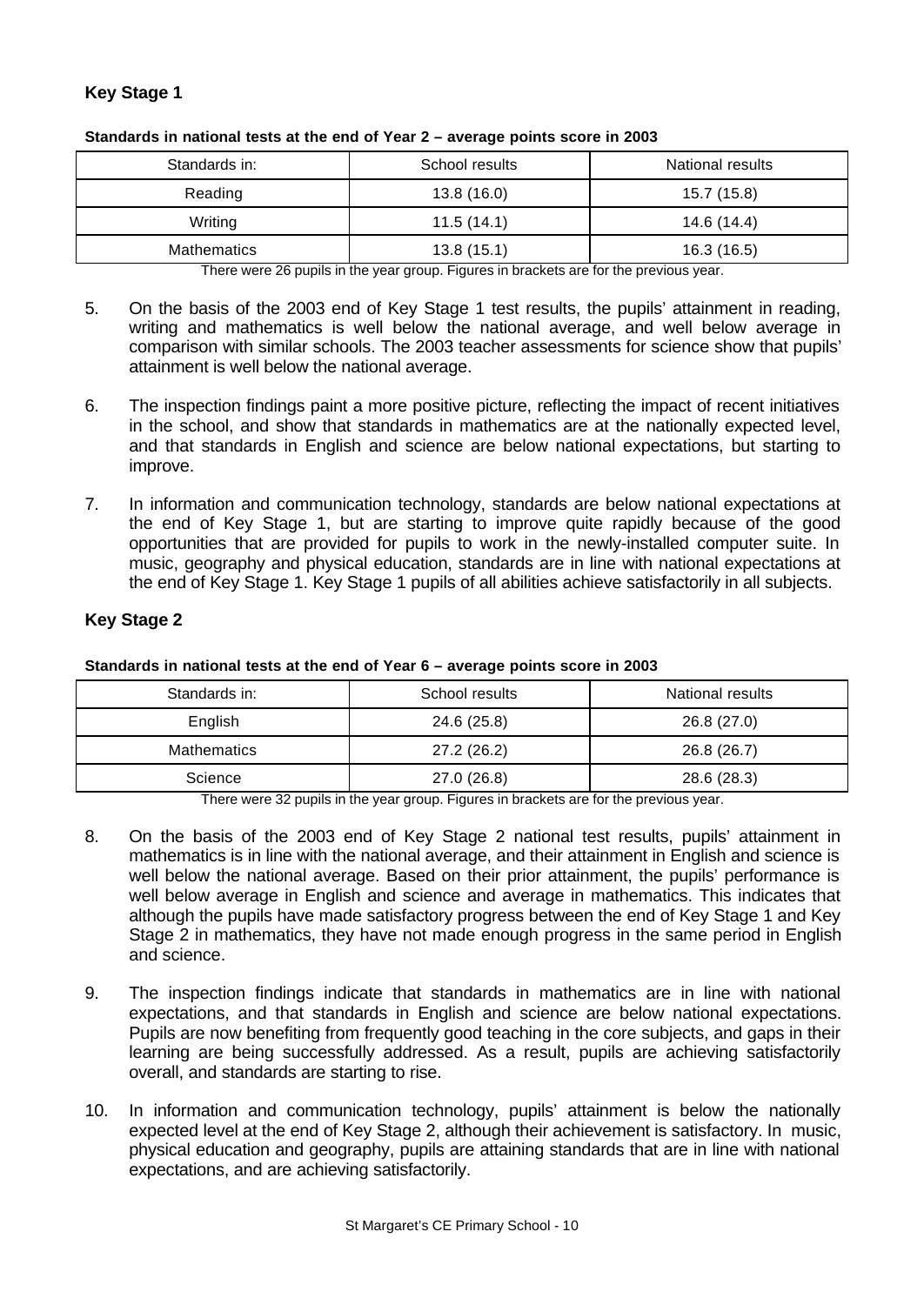### Key Stage 1

**Standards in national tests at the end of Year 2 – average points score in 2003**

| Standards in: | School results | National results |
|---|---|---|
| Reading | 13.8 (16.0) | 15.7 (15.8) |
| Writing | 11.5 (14.1) | 14.6 (14.4) |
| Mathematics | 13.8 (15.1) | 16.3 (16.5) |

There were 26 pupils in the year group. Figures in brackets are for the previous year.

5. On the basis of the 2003 end of Key Stage 1 test results, the pupils' attainment in reading, writing and mathematics is well below the national average, and well below average in comparison with similar schools. The 2003 teacher assessments for science show that pupils' attainment is well below the national average.

6. The inspection findings paint a more positive picture, reflecting the impact of recent initiatives in the school, and show that standards in mathematics are at the nationally expected level, and that standards in English and science are below national expectations, but starting to improve.

7. In information and communication technology, standards are below national expectations at the end of Key Stage 1, but are starting to improve quite rapidly because of the good opportunities that are provided for pupils to work in the newly-installed computer suite. In music, geography and physical education, standards are in line with national expectations at the end of Key Stage 1. Key Stage 1 pupils of all abilities achieve satisfactorily in all subjects.

### Key Stage 2

**Standards in national tests at the end of Year 6 – average points score in 2003**

| Standards in: | School results | National results |
|---|---|---|
| English | 24.6 (25.8) | 26.8 (27.0) |
| Mathematics | 27.2 (26.2) | 26.8 (26.7) |
| Science | 27.0 (26.8) | 28.6 (28.3) |

There were 32 pupils in the year group. Figures in brackets are for the previous year.

8. On the basis of the 2003 end of Key Stage 2 national test results, pupils' attainment in mathematics is in line with the national average, and their attainment in English and science is well below the national average. Based on their prior attainment, the pupils' performance is well below average in English and science and average in mathematics. This indicates that although the pupils have made satisfactory progress between the end of Key Stage 1 and Key Stage 2 in mathematics, they have not made enough progress in the same period in English and science.

9. The inspection findings indicate that standards in mathematics are in line with national expectations, and that standards in English and science are below national expectations. Pupils are now benefiting from frequently good teaching in the core subjects, and gaps in their learning are being successfully addressed. As a result, pupils are achieving satisfactorily overall, and standards are starting to rise.

10. In information and communication technology, pupils' attainment is below the nationally expected level at the end of Key Stage 2, although their achievement is satisfactory. In music, physical education and geography, pupils are attaining standards that are in line with national expectations, and are achieving satisfactorily.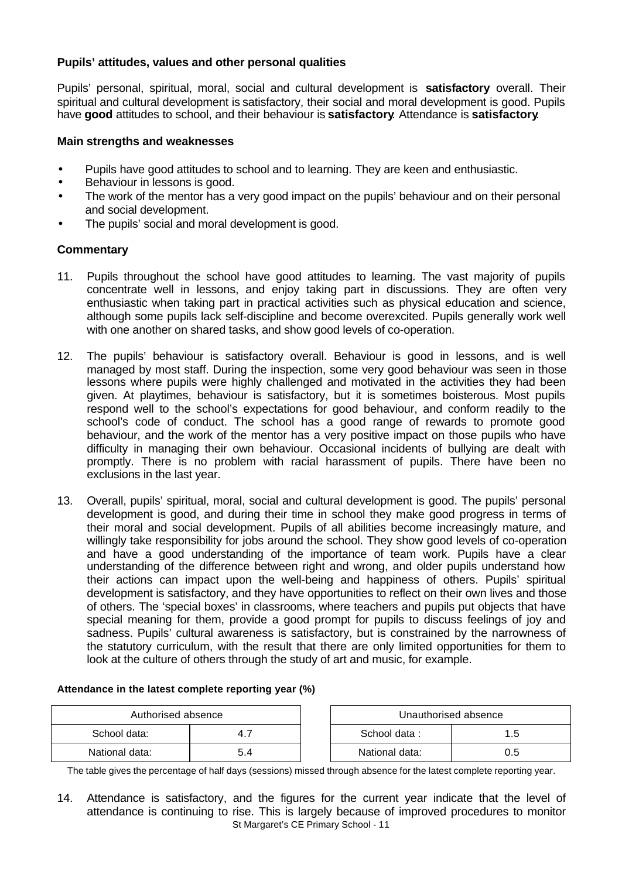### Pupils' attitudes, values and other personal qualities

Pupils' personal, spiritual, moral, social and cultural development is **satisfactory** overall. Their spiritual and cultural development is satisfactory, their social and moral development is good. Pupils have **good** attitudes to school, and their behaviour is **satisfactory**. Attendance is **satisfactory**.

#### Main strengths and weaknesses

- Pupils have good attitudes to school and to learning. They are keen and enthusiastic.
- Behaviour in lessons is good.
- The work of the mentor has a very good impact on the pupils' behaviour and on their personal and social development.
- The pupils' social and moral development is good.

#### Commentary

11. Pupils throughout the school have good attitudes to learning. The vast majority of pupils concentrate well in lessons, and enjoy taking part in discussions. They are often very enthusiastic when taking part in practical activities such as physical education and science, although some pupils lack self-discipline and become overexcited. Pupils generally work well with one another on shared tasks, and show good levels of co-operation.

12. The pupils' behaviour is satisfactory overall. Behaviour is good in lessons, and is well managed by most staff. During the inspection, some very good behaviour was seen in those lessons where pupils were highly challenged and motivated in the activities they had been given. At playtimes, behaviour is satisfactory, but it is sometimes boisterous. Most pupils respond well to the school's expectations for good behaviour, and conform readily to the school's code of conduct. The school has a good range of rewards to promote good behaviour, and the work of the mentor has a very positive impact on those pupils who have difficulty in managing their own behaviour. Occasional incidents of bullying are dealt with promptly. There is no problem with racial harassment of pupils. There have been no exclusions in the last year.

13. Overall, pupils' spiritual, moral, social and cultural development is good. The pupils' personal development is good, and during their time in school they make good progress in terms of their moral and social development. Pupils of all abilities become increasingly mature, and willingly take responsibility for jobs around the school. They show good levels of co-operation and have a good understanding of the importance of team work. Pupils have a clear understanding of the difference between right and wrong, and older pupils understand how their actions can impact upon the well-being and happiness of others. Pupils' spiritual development is satisfactory, and they have opportunities to reflect on their own lives and those of others. The 'special boxes' in classrooms, where teachers and pupils put objects that have special meaning for them, provide a good prompt for pupils to discuss feelings of joy and sadness. Pupils' cultural awareness is satisfactory, but is constrained by the narrowness of the statutory curriculum, with the result that there are only limited opportunities for them to look at the culture of others through the study of art and music, for example.

**Attendance in the latest complete reporting year (%)**

| Authorised absence | |
|---|---|
| School data: | 4.7 |
| National data: | 5.4 |

| Unauthorised absence | |
|---|---|
| School data : | 1.5 |
| National data: | 0.5 |

The table gives the percentage of half days (sessions) missed through absence for the latest complete reporting year.

14. Attendance is satisfactory, and the figures for the current year indicate that the level of attendance is continuing to rise. This is largely because of improved procedures to monitor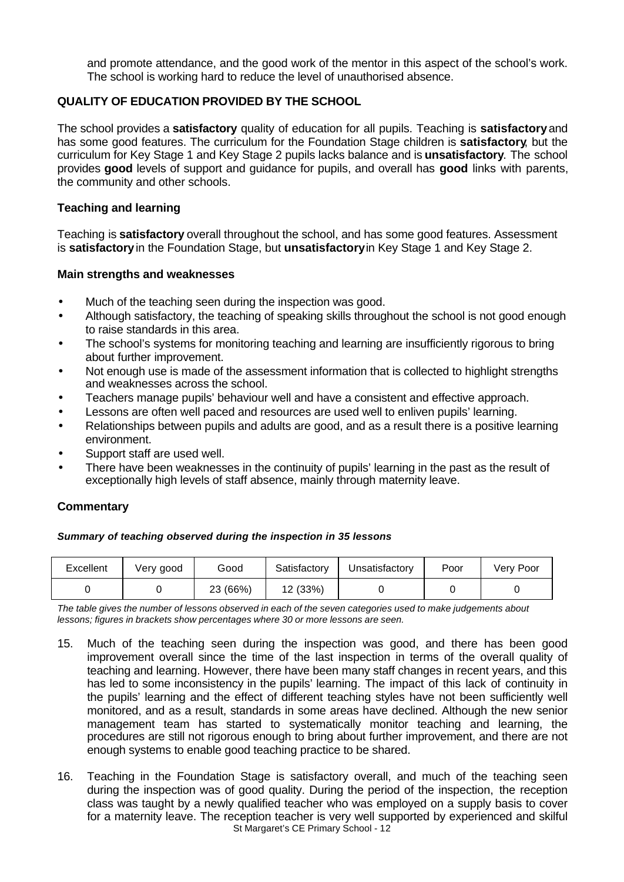and promote attendance, and the good work of the mentor in this aspect of the school's work. The school is working hard to reduce the level of unauthorised absence.

## QUALITY OF EDUCATION PROVIDED BY THE SCHOOL

The school provides a **satisfactory** quality of education for all pupils. Teaching is **satisfactory** and has some good features. The curriculum for the Foundation Stage children is **satisfactory**, but the curriculum for Key Stage 1 and Key Stage 2 pupils lacks balance and is **unsatisfactory**. The school provides **good** levels of support and guidance for pupils, and overall has **good** links with parents, the community and other schools.

### Teaching and learning

Teaching is **satisfactory** overall throughout the school, and has some good features. Assessment is **satisfactory** in the Foundation Stage, but **unsatisfactory** in Key Stage 1 and Key Stage 2.

#### Main strengths and weaknesses

- Much of the teaching seen during the inspection was good.
- Although satisfactory, the teaching of speaking skills throughout the school is not good enough to raise standards in this area.
- The school's systems for monitoring teaching and learning are insufficiently rigorous to bring about further improvement.
- Not enough use is made of the assessment information that is collected to highlight strengths and weaknesses across the school.
- Teachers manage pupils' behaviour well and have a consistent and effective approach.
- Lessons are often well paced and resources are used well to enliven pupils' learning.
- Relationships between pupils and adults are good, and as a result there is a positive learning environment.
- Support staff are used well.
- There have been weaknesses in the continuity of pupils' learning in the past as the result of exceptionally high levels of staff absence, mainly through maternity leave.

#### Commentary

***Summary of teaching observed during the inspection in 35 lessons***

| Excellent | Very good | Good | Satisfactory | Unsatisfactory | Poor | Very Poor |
|---|---|---|---|---|---|---|
| 0 | 0 | 23 (66%) | 12 (33%) | 0 | 0 | 0 |

*The table gives the number of lessons observed in each of the seven categories used to make judgements about lessons; figures in brackets show percentages where 30 or more lessons are seen.*

15. Much of the teaching seen during the inspection was good, and there has been good improvement overall since the time of the last inspection in terms of the overall quality of teaching and learning. However, there have been many staff changes in recent years, and this has led to some inconsistency in the pupils' learning. The impact of this lack of continuity in the pupils' learning and the effect of different teaching styles have not been sufficiently well monitored, and as a result, standards in some areas have declined. Although the new senior management team has started to systematically monitor teaching and learning, the procedures are still not rigorous enough to bring about further improvement, and there are not enough systems to enable good teaching practice to be shared.

16. Teaching in the Foundation Stage is satisfactory overall, and much of the teaching seen during the inspection was of good quality. During the period of the inspection, the reception class was taught by a newly qualified teacher who was employed on a supply basis to cover for a maternity leave. The reception teacher is very well supported by experienced and skilful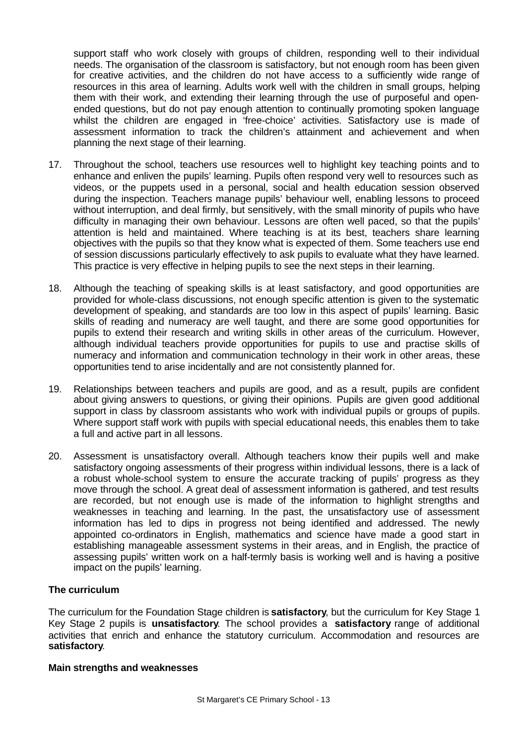support staff who work closely with groups of children, responding well to their individual needs. The organisation of the classroom is satisfactory, but not enough room has been given for creative activities, and the children do not have access to a sufficiently wide range of resources in this area of learning. Adults work well with the children in small groups, helping them with their work, and extending their learning through the use of purposeful and open-ended questions, but do not pay enough attention to continually promoting spoken language whilst the children are engaged in 'free-choice' activities. Satisfactory use is made of assessment information to track the children's attainment and achievement and when planning the next stage of their learning.

17. Throughout the school, teachers use resources well to highlight key teaching points and to enhance and enliven the pupils' learning. Pupils often respond very well to resources such as videos, or the puppets used in a personal, social and health education session observed during the inspection. Teachers manage pupils' behaviour well, enabling lessons to proceed without interruption, and deal firmly, but sensitively, with the small minority of pupils who have difficulty in managing their own behaviour. Lessons are often well paced, so that the pupils' attention is held and maintained. Where teaching is at its best, teachers share learning objectives with the pupils so that they know what is expected of them. Some teachers use end of session discussions particularly effectively to ask pupils to evaluate what they have learned. This practice is very effective in helping pupils to see the next steps in their learning.

18. Although the teaching of speaking skills is at least satisfactory, and good opportunities are provided for whole-class discussions, not enough specific attention is given to the systematic development of speaking, and standards are too low in this aspect of pupils' learning. Basic skills of reading and numeracy are well taught, and there are some good opportunities for pupils to extend their research and writing skills in other areas of the curriculum. However, although individual teachers provide opportunities for pupils to use and practise skills of numeracy and information and communication technology in their work in other areas, these opportunities tend to arise incidentally and are not consistently planned for.

19. Relationships between teachers and pupils are good, and as a result, pupils are confident about giving answers to questions, or giving their opinions. Pupils are given good additional support in class by classroom assistants who work with individual pupils or groups of pupils. Where support staff work with pupils with special educational needs, this enables them to take a full and active part in all lessons.

20. Assessment is unsatisfactory overall. Although teachers know their pupils well and make satisfactory ongoing assessments of their progress within individual lessons, there is a lack of a robust whole-school system to ensure the accurate tracking of pupils' progress as they move through the school. A great deal of assessment information is gathered, and test results are recorded, but not enough use is made of the information to highlight strengths and weaknesses in teaching and learning. In the past, the unsatisfactory use of assessment information has led to dips in progress not being identified and addressed. The newly appointed co-ordinators in English, mathematics and science have made a good start in establishing manageable assessment systems in their areas, and in English, the practice of assessing pupils' written work on a half-termly basis is working well and is having a positive impact on the pupils' learning.

### The curriculum

The curriculum for the Foundation Stage children is **satisfactory**, but the curriculum for Key Stage 1 Key Stage 2 pupils is **unsatisfactory**. The school provides a **satisfactory** range of additional activities that enrich and enhance the statutory curriculum. Accommodation and resources are **satisfactory**.

#### Main strengths and weaknesses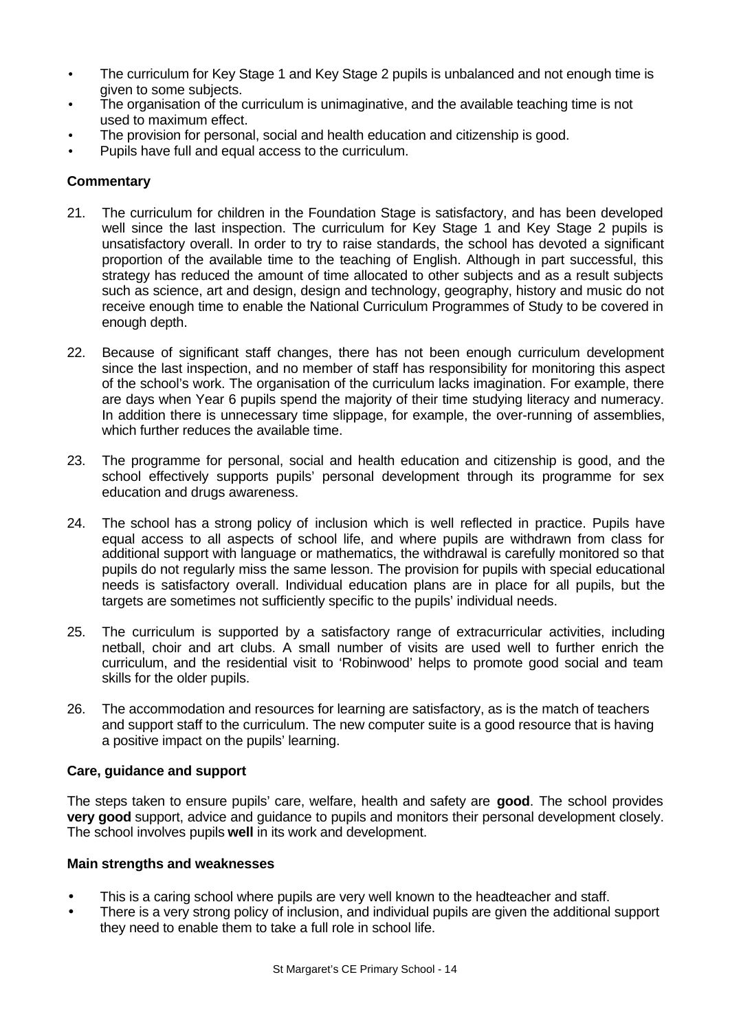- The curriculum for Key Stage 1 and Key Stage 2 pupils is unbalanced and not enough time is given to some subjects.
- The organisation of the curriculum is unimaginative, and the available teaching time is not used to maximum effect.
- The provision for personal, social and health education and citizenship is good.
- Pupils have full and equal access to the curriculum.

**Commentary**

21. The curriculum for children in the Foundation Stage is satisfactory, and has been developed well since the last inspection. The curriculum for Key Stage 1 and Key Stage 2 pupils is unsatisfactory overall. In order to try to raise standards, the school has devoted a significant proportion of the available time to the teaching of English. Although in part successful, this strategy has reduced the amount of time allocated to other subjects and as a result subjects such as science, art and design, design and technology, geography, history and music do not receive enough time to enable the National Curriculum Programmes of Study to be covered in enough depth.

22. Because of significant staff changes, there has not been enough curriculum development since the last inspection, and no member of staff has responsibility for monitoring this aspect of the school's work. The organisation of the curriculum lacks imagination. For example, there are days when Year 6 pupils spend the majority of their time studying literacy and numeracy. In addition there is unnecessary time slippage, for example, the over-running of assemblies, which further reduces the available time.

23. The programme for personal, social and health education and citizenship is good, and the school effectively supports pupils' personal development through its programme for sex education and drugs awareness.

24. The school has a strong policy of inclusion which is well reflected in practice. Pupils have equal access to all aspects of school life, and where pupils are withdrawn from class for additional support with language or mathematics, the withdrawal is carefully monitored so that pupils do not regularly miss the same lesson. The provision for pupils with special educational needs is satisfactory overall. Individual education plans are in place for all pupils, but the targets are sometimes not sufficiently specific to the pupils' individual needs.

25. The curriculum is supported by a satisfactory range of extracurricular activities, including netball, choir and art clubs. A small number of visits are used well to further enrich the curriculum, and the residential visit to 'Robinwood' helps to promote good social and team skills for the older pupils.

26. The accommodation and resources for learning are satisfactory, as is the match of teachers and support staff to the curriculum. The new computer suite is a good resource that is having a positive impact on the pupils' learning.

**Care, guidance and support**

The steps taken to ensure pupils' care, welfare, health and safety are **good**. The school provides **very good** support, advice and guidance to pupils and monitors their personal development closely. The school involves pupils **well** in its work and development.

**Main strengths and weaknesses**

- This is a caring school where pupils are very well known to the headteacher and staff.
- There is a very strong policy of inclusion, and individual pupils are given the additional support they need to enable them to take a full role in school life.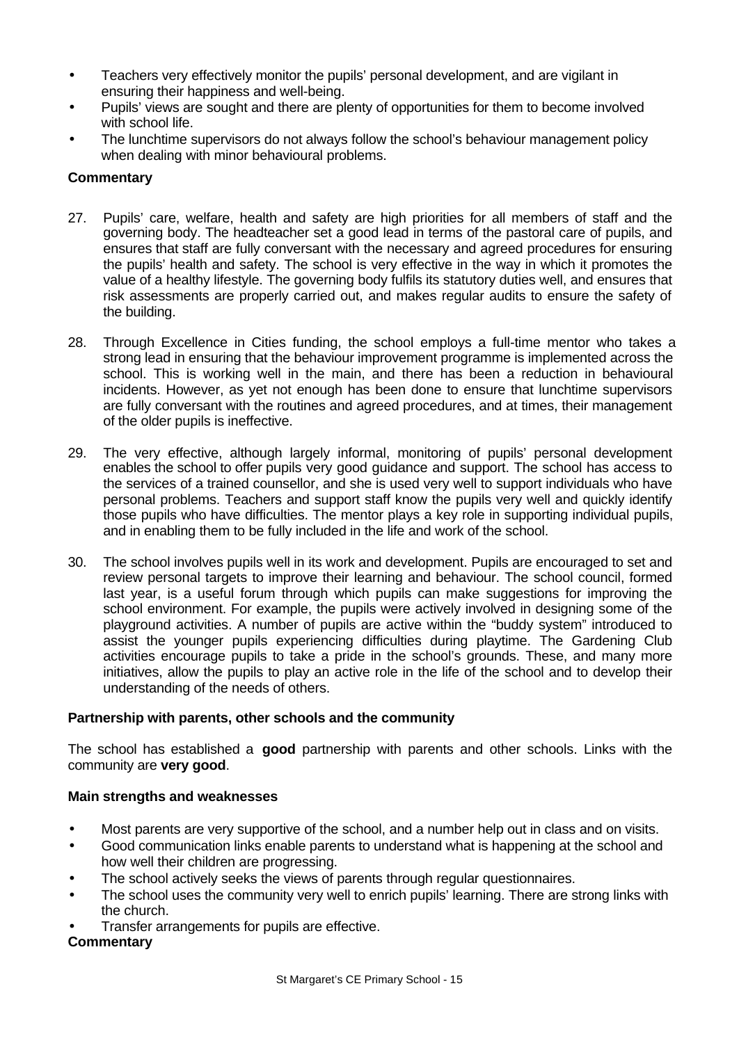- Teachers very effectively monitor the pupils' personal development, and are vigilant in ensuring their happiness and well-being.
- Pupils' views are sought and there are plenty of opportunities for them to become involved with school life.
- The lunchtime supervisors do not always follow the school's behaviour management policy when dealing with minor behavioural problems.

**Commentary**

27. Pupils' care, welfare, health and safety are high priorities for all members of staff and the governing body. The headteacher set a good lead in terms of the pastoral care of pupils, and ensures that staff are fully conversant with the necessary and agreed procedures for ensuring the pupils' health and safety. The school is very effective in the way in which it promotes the value of a healthy lifestyle. The governing body fulfils its statutory duties well, and ensures that risk assessments are properly carried out, and makes regular audits to ensure the safety of the building.

28. Through Excellence in Cities funding, the school employs a full-time mentor who takes a strong lead in ensuring that the behaviour improvement programme is implemented across the school. This is working well in the main, and there has been a reduction in behavioural incidents. However, as yet not enough has been done to ensure that lunchtime supervisors are fully conversant with the routines and agreed procedures, and at times, their management of the older pupils is ineffective.

29. The very effective, although largely informal, monitoring of pupils' personal development enables the school to offer pupils very good guidance and support. The school has access to the services of a trained counsellor, and she is used very well to support individuals who have personal problems. Teachers and support staff know the pupils very well and quickly identify those pupils who have difficulties. The mentor plays a key role in supporting individual pupils, and in enabling them to be fully included in the life and work of the school.

30. The school involves pupils well in its work and development. Pupils are encouraged to set and review personal targets to improve their learning and behaviour. The school council, formed last year, is a useful forum through which pupils can make suggestions for improving the school environment. For example, the pupils were actively involved in designing some of the playground activities. A number of pupils are active within the "buddy system" introduced to assist the younger pupils experiencing difficulties during playtime. The Gardening Club activities encourage pupils to take a pride in the school's grounds. These, and many more initiatives, allow the pupils to play an active role in the life of the school and to develop their understanding of the needs of others.

**Partnership with parents, other schools and the community**

The school has established a **good** partnership with parents and other schools. Links with the community are **very good**.

**Main strengths and weaknesses**

- Most parents are very supportive of the school, and a number help out in class and on visits.
- Good communication links enable parents to understand what is happening at the school and how well their children are progressing.
- The school actively seeks the views of parents through regular questionnaires.
- The school uses the community very well to enrich pupils' learning. There are strong links with the church.
- Transfer arrangements for pupils are effective.

**Commentary**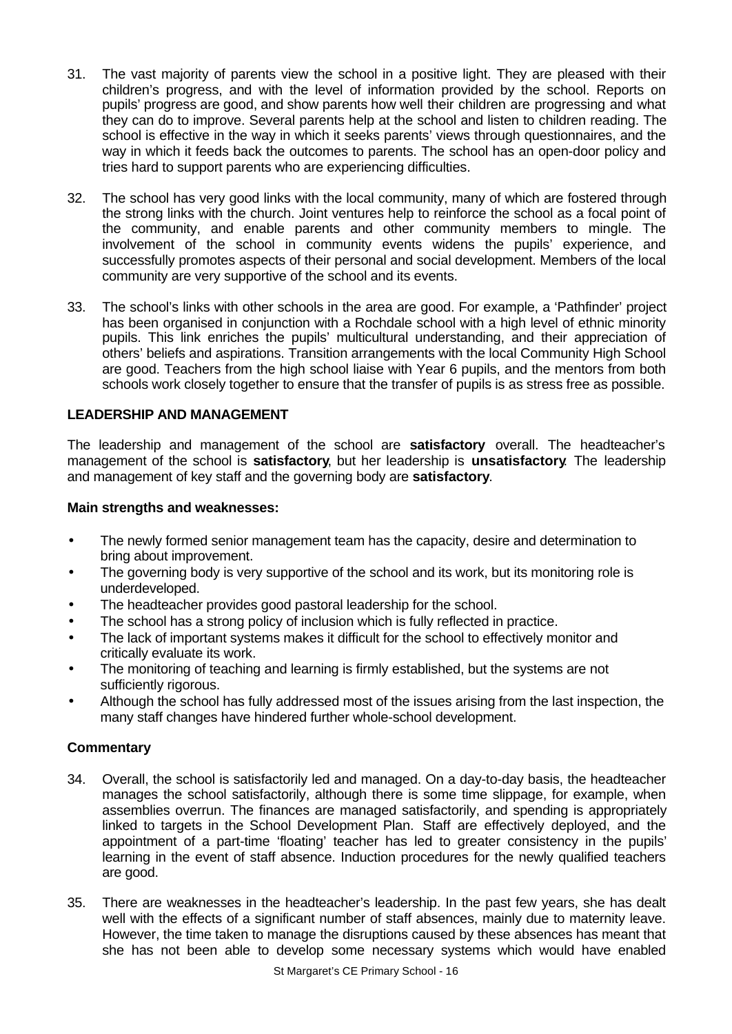31. The vast majority of parents view the school in a positive light. They are pleased with their children's progress, and with the level of information provided by the school. Reports on pupils' progress are good, and show parents how well their children are progressing and what they can do to improve. Several parents help at the school and listen to children reading. The school is effective in the way in which it seeks parents' views through questionnaires, and the way in which it feeds back the outcomes to parents. The school has an open-door policy and tries hard to support parents who are experiencing difficulties.

32. The school has very good links with the local community, many of which are fostered through the strong links with the church. Joint ventures help to reinforce the school as a focal point of the community, and enable parents and other community members to mingle. The involvement of the school in community events widens the pupils' experience, and successfully promotes aspects of their personal and social development. Members of the local community are very supportive of the school and its events.

33. The school's links with other schools in the area are good. For example, a 'Pathfinder' project has been organised in conjunction with a Rochdale school with a high level of ethnic minority pupils. This link enriches the pupils' multicultural understanding, and their appreciation of others' beliefs and aspirations. Transition arrangements with the local Community High School are good. Teachers from the high school liaise with Year 6 pupils, and the mentors from both schools work closely together to ensure that the transfer of pupils is as stress free as possible.

## LEADERSHIP AND MANAGEMENT

The leadership and management of the school are **satisfactory** overall. The headteacher's management of the school is **satisfactory**, but her leadership is **unsatisfactory**. The leadership and management of key staff and the governing body are **satisfactory**.

**Main strengths and weaknesses:**

- The newly formed senior management team has the capacity, desire and determination to bring about improvement.
- The governing body is very supportive of the school and its work, but its monitoring role is underdeveloped.
- The headteacher provides good pastoral leadership for the school.
- The school has a strong policy of inclusion which is fully reflected in practice.
- The lack of important systems makes it difficult for the school to effectively monitor and critically evaluate its work.
- The monitoring of teaching and learning is firmly established, but the systems are not sufficiently rigorous.
- Although the school has fully addressed most of the issues arising from the last inspection, the many staff changes have hindered further whole-school development.

### Commentary

34. Overall, the school is satisfactorily led and managed. On a day-to-day basis, the headteacher manages the school satisfactorily, although there is some time slippage, for example, when assemblies overrun. The finances are managed satisfactorily, and spending is appropriately linked to targets in the School Development Plan. Staff are effectively deployed, and the appointment of a part-time 'floating' teacher has led to greater consistency in the pupils' learning in the event of staff absence. Induction procedures for the newly qualified teachers are good.

35. There are weaknesses in the headteacher's leadership. In the past few years, she has dealt well with the effects of a significant number of staff absences, mainly due to maternity leave. However, the time taken to manage the disruptions caused by these absences has meant that she has not been able to develop some necessary systems which would have enabled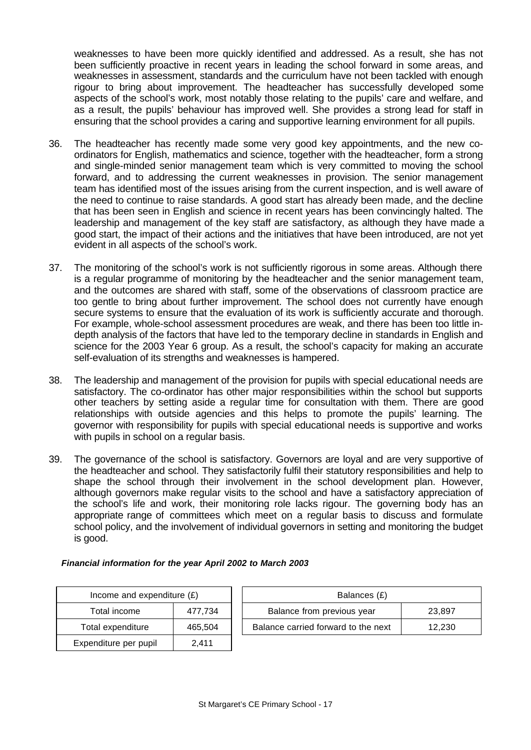weaknesses to have been more quickly identified and addressed. As a result, she has not been sufficiently proactive in recent years in leading the school forward in some areas, and weaknesses in assessment, standards and the curriculum have not been tackled with enough rigour to bring about improvement. The headteacher has successfully developed some aspects of the school's work, most notably those relating to the pupils' care and welfare, and as a result, the pupils' behaviour has improved well. She provides a strong lead for staff in ensuring that the school provides a caring and supportive learning environment for all pupils.

36. The headteacher has recently made some very good key appointments, and the new co-ordinators for English, mathematics and science, together with the headteacher, form a strong and single-minded senior management team which is very committed to moving the school forward, and to addressing the current weaknesses in provision. The senior management team has identified most of the issues arising from the current inspection, and is well aware of the need to continue to raise standards. A good start has already been made, and the decline that has been seen in English and science in recent years has been convincingly halted. The leadership and management of the key staff are satisfactory, as although they have made a good start, the impact of their actions and the initiatives that have been introduced, are not yet evident in all aspects of the school's work.

37. The monitoring of the school's work is not sufficiently rigorous in some areas. Although there is a regular programme of monitoring by the headteacher and the senior management team, and the outcomes are shared with staff, some of the observations of classroom practice are too gentle to bring about further improvement. The school does not currently have enough secure systems to ensure that the evaluation of its work is sufficiently accurate and thorough. For example, whole-school assessment procedures are weak, and there has been too little in-depth analysis of the factors that have led to the temporary decline in standards in English and science for the 2003 Year 6 group. As a result, the school's capacity for making an accurate self-evaluation of its strengths and weaknesses is hampered.

38. The leadership and management of the provision for pupils with special educational needs are satisfactory. The co-ordinator has other major responsibilities within the school but supports other teachers by setting aside a regular time for consultation with them. There are good relationships with outside agencies and this helps to promote the pupils' learning. The governor with responsibility for pupils with special educational needs is supportive and works with pupils in school on a regular basis.

39. The governance of the school is satisfactory. Governors are loyal and are very supportive of the headteacher and school. They satisfactorily fulfil their statutory responsibilities and help to shape the school through their involvement in the school development plan. However, although governors make regular visits to the school and have a satisfactory appreciation of the school's life and work, their monitoring role lacks rigour. The governing body has an appropriate range of committees which meet on a regular basis to discuss and formulate school policy, and the involvement of individual governors in setting and monitoring the budget is good.

***Financial information for the year April 2002 to March 2003***

| Income and expenditure (£) | |
|---|---|
| Total income | 477,734 |
| Total expenditure | 465,504 |
| Expenditure per pupil | 2,411 |

| Balances (£) | |
|---|---|
| Balance from previous year | 23,897 |
| Balance carried forward to the next | 12,230 |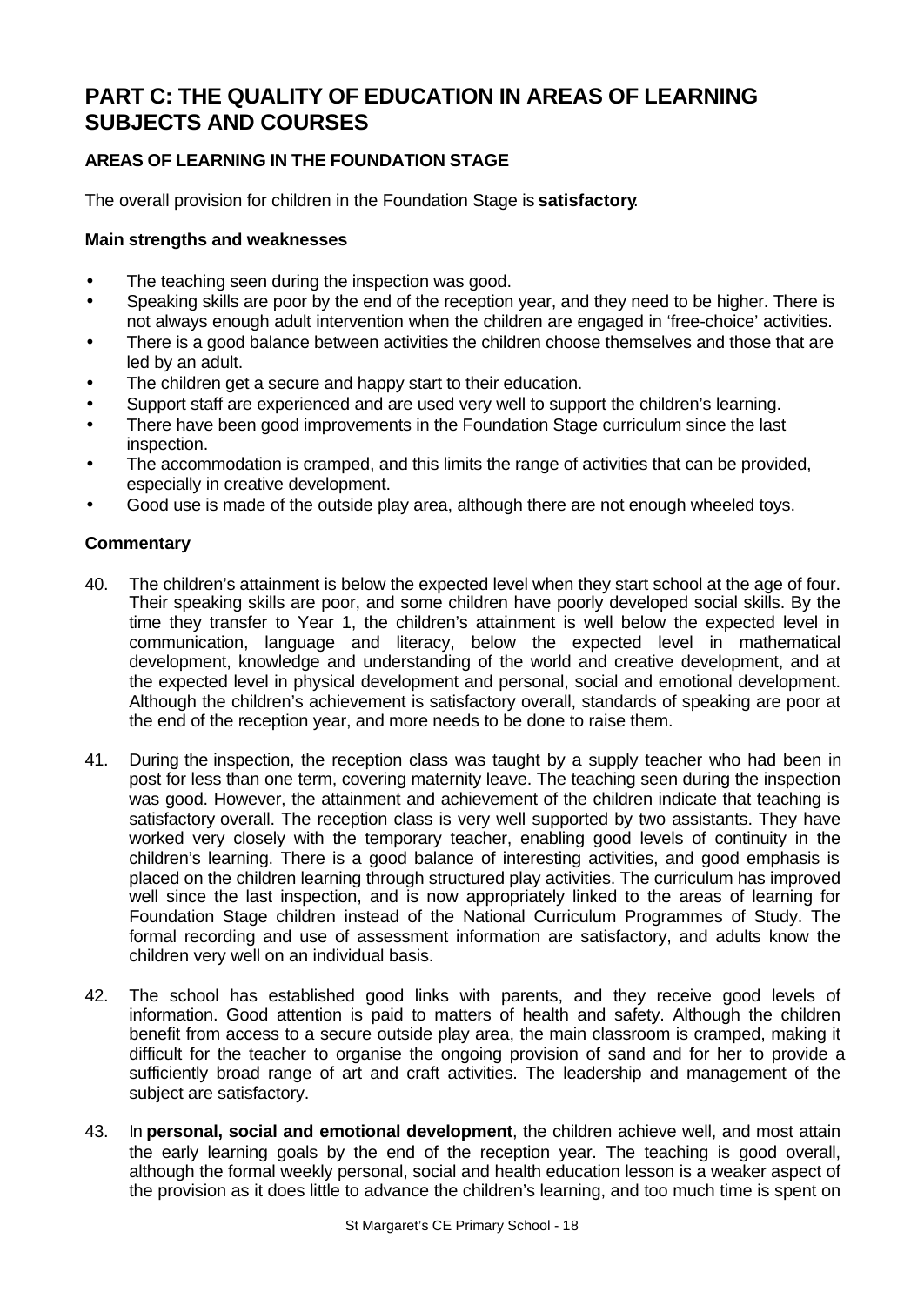# PART C: THE QUALITY OF EDUCATION IN AREAS OF LEARNING SUBJECTS AND COURSES

## AREAS OF LEARNING IN THE FOUNDATION STAGE

The overall provision for children in the Foundation Stage is **satisfactory**.

### Main strengths and weaknesses

- The teaching seen during the inspection was good.
- Speaking skills are poor by the end of the reception year, and they need to be higher. There is not always enough adult intervention when the children are engaged in 'free-choice' activities.
- There is a good balance between activities the children choose themselves and those that are led by an adult.
- The children get a secure and happy start to their education.
- Support staff are experienced and are used very well to support the children's learning.
- There have been good improvements in the Foundation Stage curriculum since the last inspection.
- The accommodation is cramped, and this limits the range of activities that can be provided, especially in creative development.
- Good use is made of the outside play area, although there are not enough wheeled toys.

### Commentary

40. The children's attainment is below the expected level when they start school at the age of four. Their speaking skills are poor, and some children have poorly developed social skills. By the time they transfer to Year 1, the children's attainment is well below the expected level in communication, language and literacy, below the expected level in mathematical development, knowledge and understanding of the world and creative development, and at the expected level in physical development and personal, social and emotional development. Although the children's achievement is satisfactory overall, standards of speaking are poor at the end of the reception year, and more needs to be done to raise them.

41. During the inspection, the reception class was taught by a supply teacher who had been in post for less than one term, covering maternity leave. The teaching seen during the inspection was good. However, the attainment and achievement of the children indicate that teaching is satisfactory overall. The reception class is very well supported by two assistants. They have worked very closely with the temporary teacher, enabling good levels of continuity in the children's learning. There is a good balance of interesting activities, and good emphasis is placed on the children learning through structured play activities. The curriculum has improved well since the last inspection, and is now appropriately linked to the areas of learning for Foundation Stage children instead of the National Curriculum Programmes of Study. The formal recording and use of assessment information are satisfactory, and adults know the children very well on an individual basis.

42. The school has established good links with parents, and they receive good levels of information. Good attention is paid to matters of health and safety. Although the children benefit from access to a secure outside play area, the main classroom is cramped, making it difficult for the teacher to organise the ongoing provision of sand and for her to provide a sufficiently broad range of art and craft activities. The leadership and management of the subject are satisfactory.

43. In **personal, social and emotional development**, the children achieve well, and most attain the early learning goals by the end of the reception year. The teaching is good overall, although the formal weekly personal, social and health education lesson is a weaker aspect of the provision as it does little to advance the children's learning, and too much time is spent on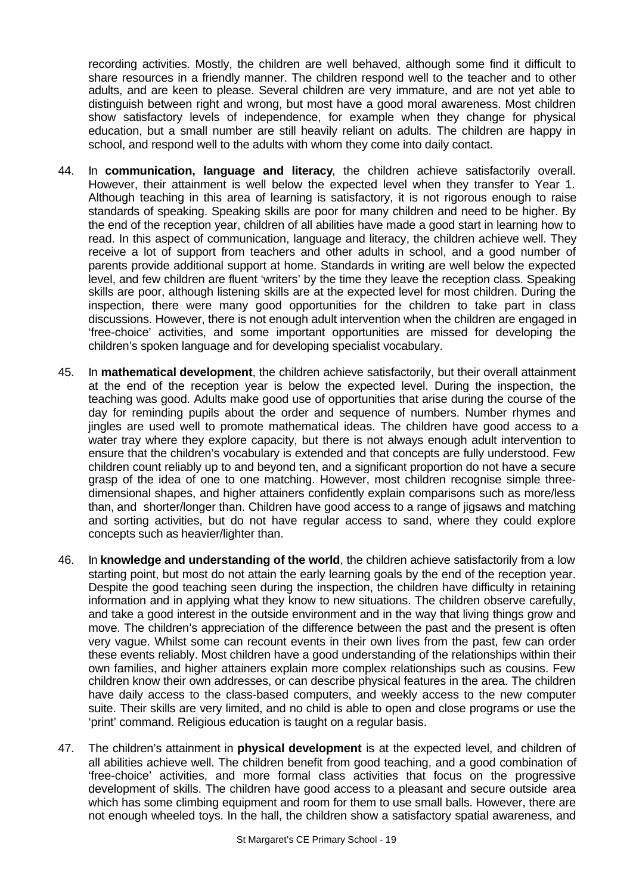recording activities. Mostly, the children are well behaved, although some find it difficult to share resources in a friendly manner. The children respond well to the teacher and to other adults, and are keen to please. Several children are very immature, and are not yet able to distinguish between right and wrong, but most have a good moral awareness. Most children show satisfactory levels of independence, for example when they change for physical education, but a small number are still heavily reliant on adults. The children are happy in school, and respond well to the adults with whom they come into daily contact.

44. In **communication, language and literacy**, the children achieve satisfactorily overall. However, their attainment is well below the expected level when they transfer to Year 1. Although teaching in this area of learning is satisfactory, it is not rigorous enough to raise standards of speaking. Speaking skills are poor for many children and need to be higher. By the end of the reception year, children of all abilities have made a good start in learning how to read. In this aspect of communication, language and literacy, the children achieve well. They receive a lot of support from teachers and other adults in school, and a good number of parents provide additional support at home. Standards in writing are well below the expected level, and few children are fluent 'writers' by the time they leave the reception class. Speaking skills are poor, although listening skills are at the expected level for most children. During the inspection, there were many good opportunities for the children to take part in class discussions. However, there is not enough adult intervention when the children are engaged in 'free-choice' activities, and some important opportunities are missed for developing the children's spoken language and for developing specialist vocabulary.

45. In **mathematical development**, the children achieve satisfactorily, but their overall attainment at the end of the reception year is below the expected level. During the inspection, the teaching was good. Adults make good use of opportunities that arise during the course of the day for reminding pupils about the order and sequence of numbers. Number rhymes and jingles are used well to promote mathematical ideas. The children have good access to a water tray where they explore capacity, but there is not always enough adult intervention to ensure that the children's vocabulary is extended and that concepts are fully understood. Few children count reliably up to and beyond ten, and a significant proportion do not have a secure grasp of the idea of one to one matching. However, most children recognise simple three-dimensional shapes, and higher attainers confidently explain comparisons such as more/less than, and shorter/longer than. Children have good access to a range of jigsaws and matching and sorting activities, but do not have regular access to sand, where they could explore concepts such as heavier/lighter than.

46. In **knowledge and understanding of the world**, the children achieve satisfactorily from a low starting point, but most do not attain the early learning goals by the end of the reception year. Despite the good teaching seen during the inspection, the children have difficulty in retaining information and in applying what they know to new situations. The children observe carefully, and take a good interest in the outside environment and in the way that living things grow and move. The children's appreciation of the difference between the past and the present is often very vague. Whilst some can recount events in their own lives from the past, few can order these events reliably. Most children have a good understanding of the relationships within their own families, and higher attainers explain more complex relationships such as cousins. Few children know their own addresses, or can describe physical features in the area. The children have daily access to the class-based computers, and weekly access to the new computer suite. Their skills are very limited, and no child is able to open and close programs or use the 'print' command. Religious education is taught on a regular basis.

47. The children's attainment in **physical development** is at the expected level, and children of all abilities achieve well. The children benefit from good teaching, and a good combination of 'free-choice' activities, and more formal class activities that focus on the progressive development of skills. The children have good access to a pleasant and secure outside area which has some climbing equipment and room for them to use small balls. However, there are not enough wheeled toys. In the hall, the children show a satisfactory spatial awareness, and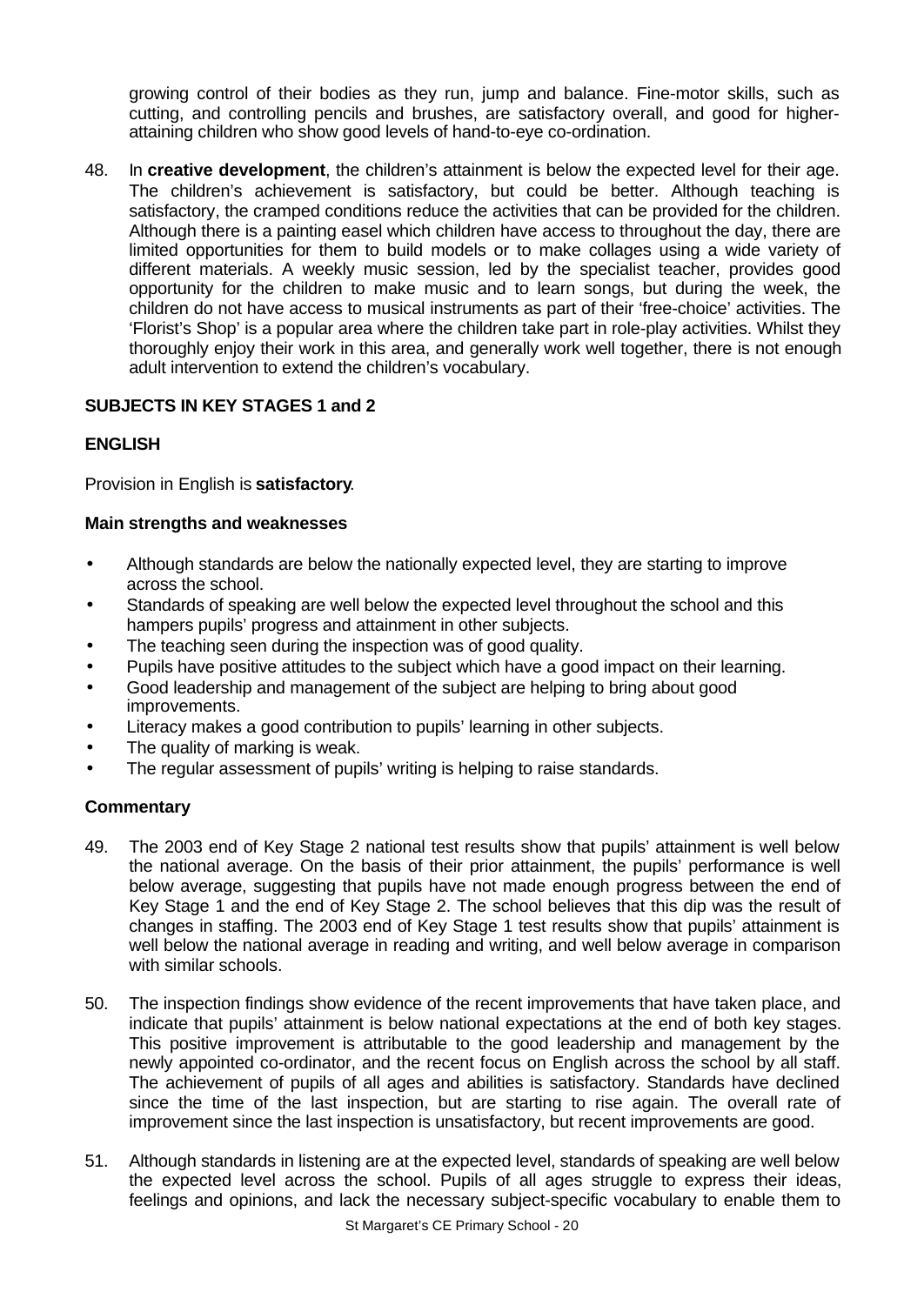growing control of their bodies as they run, jump and balance. Fine-motor skills, such as cutting, and controlling pencils and brushes, are satisfactory overall, and good for higher-attaining children who show good levels of hand-to-eye co-ordination.

48. In **creative development**, the children's attainment is below the expected level for their age. The children's achievement is satisfactory, but could be better. Although teaching is satisfactory, the cramped conditions reduce the activities that can be provided for the children. Although there is a painting easel which children have access to throughout the day, there are limited opportunities for them to build models or to make collages using a wide variety of different materials. A weekly music session, led by the specialist teacher, provides good opportunity for the children to make music and to learn songs, but during the week, the children do not have access to musical instruments as part of their 'free-choice' activities. The 'Florist's Shop' is a popular area where the children take part in role-play activities. Whilst they thoroughly enjoy their work in this area, and generally work well together, there is not enough adult intervention to extend the children's vocabulary.

## SUBJECTS IN KEY STAGES 1 and 2

### ENGLISH

Provision in English is **satisfactory**.

#### Main strengths and weaknesses

- Although standards are below the nationally expected level, they are starting to improve across the school.
- Standards of speaking are well below the expected level throughout the school and this hampers pupils' progress and attainment in other subjects.
- The teaching seen during the inspection was of good quality.
- Pupils have positive attitudes to the subject which have a good impact on their learning.
- Good leadership and management of the subject are helping to bring about good improvements.
- Literacy makes a good contribution to pupils' learning in other subjects.
- The quality of marking is weak.
- The regular assessment of pupils' writing is helping to raise standards.

#### Commentary

49. The 2003 end of Key Stage 2 national test results show that pupils' attainment is well below the national average. On the basis of their prior attainment, the pupils' performance is well below average, suggesting that pupils have not made enough progress between the end of Key Stage 1 and the end of Key Stage 2. The school believes that this dip was the result of changes in staffing. The 2003 end of Key Stage 1 test results show that pupils' attainment is well below the national average in reading and writing, and well below average in comparison with similar schools.

50. The inspection findings show evidence of the recent improvements that have taken place, and indicate that pupils' attainment is below national expectations at the end of both key stages. This positive improvement is attributable to the good leadership and management by the newly appointed co-ordinator, and the recent focus on English across the school by all staff. The achievement of pupils of all ages and abilities is satisfactory. Standards have declined since the time of the last inspection, but are starting to rise again. The overall rate of improvement since the last inspection is unsatisfactory, but recent improvements are good.

51. Although standards in listening are at the expected level, standards of speaking are well below the expected level across the school. Pupils of all ages struggle to express their ideas, feelings and opinions, and lack the necessary subject-specific vocabulary to enable them to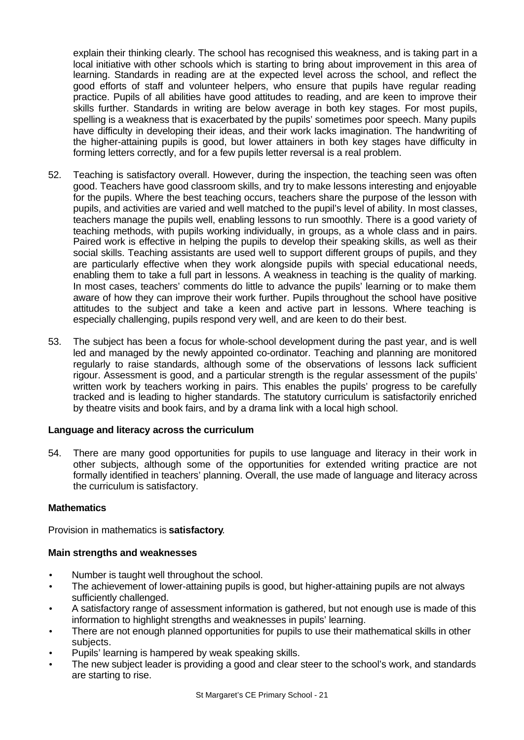explain their thinking clearly. The school has recognised this weakness, and is taking part in a local initiative with other schools which is starting to bring about improvement in this area of learning. Standards in reading are at the expected level across the school, and reflect the good efforts of staff and volunteer helpers, who ensure that pupils have regular reading practice. Pupils of all abilities have good attitudes to reading, and are keen to improve their skills further. Standards in writing are below average in both key stages. For most pupils, spelling is a weakness that is exacerbated by the pupils' sometimes poor speech. Many pupils have difficulty in developing their ideas, and their work lacks imagination. The handwriting of the higher-attaining pupils is good, but lower attainers in both key stages have difficulty in forming letters correctly, and for a few pupils letter reversal is a real problem.

52. Teaching is satisfactory overall. However, during the inspection, the teaching seen was often good. Teachers have good classroom skills, and try to make lessons interesting and enjoyable for the pupils. Where the best teaching occurs, teachers share the purpose of the lesson with pupils, and activities are varied and well matched to the pupil's level of ability. In most classes, teachers manage the pupils well, enabling lessons to run smoothly. There is a good variety of teaching methods, with pupils working individually, in groups, as a whole class and in pairs. Paired work is effective in helping the pupils to develop their speaking skills, as well as their social skills. Teaching assistants are used well to support different groups of pupils, and they are particularly effective when they work alongside pupils with special educational needs, enabling them to take a full part in lessons. A weakness in teaching is the quality of marking. In most cases, teachers' comments do little to advance the pupils' learning or to make them aware of how they can improve their work further. Pupils throughout the school have positive attitudes to the subject and take a keen and active part in lessons. Where teaching is especially challenging, pupils respond very well, and are keen to do their best.

53. The subject has been a focus for whole-school development during the past year, and is well led and managed by the newly appointed co-ordinator. Teaching and planning are monitored regularly to raise standards, although some of the observations of lessons lack sufficient rigour. Assessment is good, and a particular strength is the regular assessment of the pupils' written work by teachers working in pairs. This enables the pupils' progress to be carefully tracked and is leading to higher standards. The statutory curriculum is satisfactorily enriched by theatre visits and book fairs, and by a drama link with a local high school.

**Language and literacy across the curriculum**

54. There are many good opportunities for pupils to use language and literacy in their work in other subjects, although some of the opportunities for extended writing practice are not formally identified in teachers' planning. Overall, the use made of language and literacy across the curriculum is satisfactory.

**Mathematics**

Provision in mathematics is **satisfactory**.

**Main strengths and weaknesses**

- Number is taught well throughout the school.
- The achievement of lower-attaining pupils is good, but higher-attaining pupils are not always sufficiently challenged.
- A satisfactory range of assessment information is gathered, but not enough use is made of this information to highlight strengths and weaknesses in pupils' learning.
- There are not enough planned opportunities for pupils to use their mathematical skills in other subjects.
- Pupils' learning is hampered by weak speaking skills.
- The new subject leader is providing a good and clear steer to the school's work, and standards are starting to rise.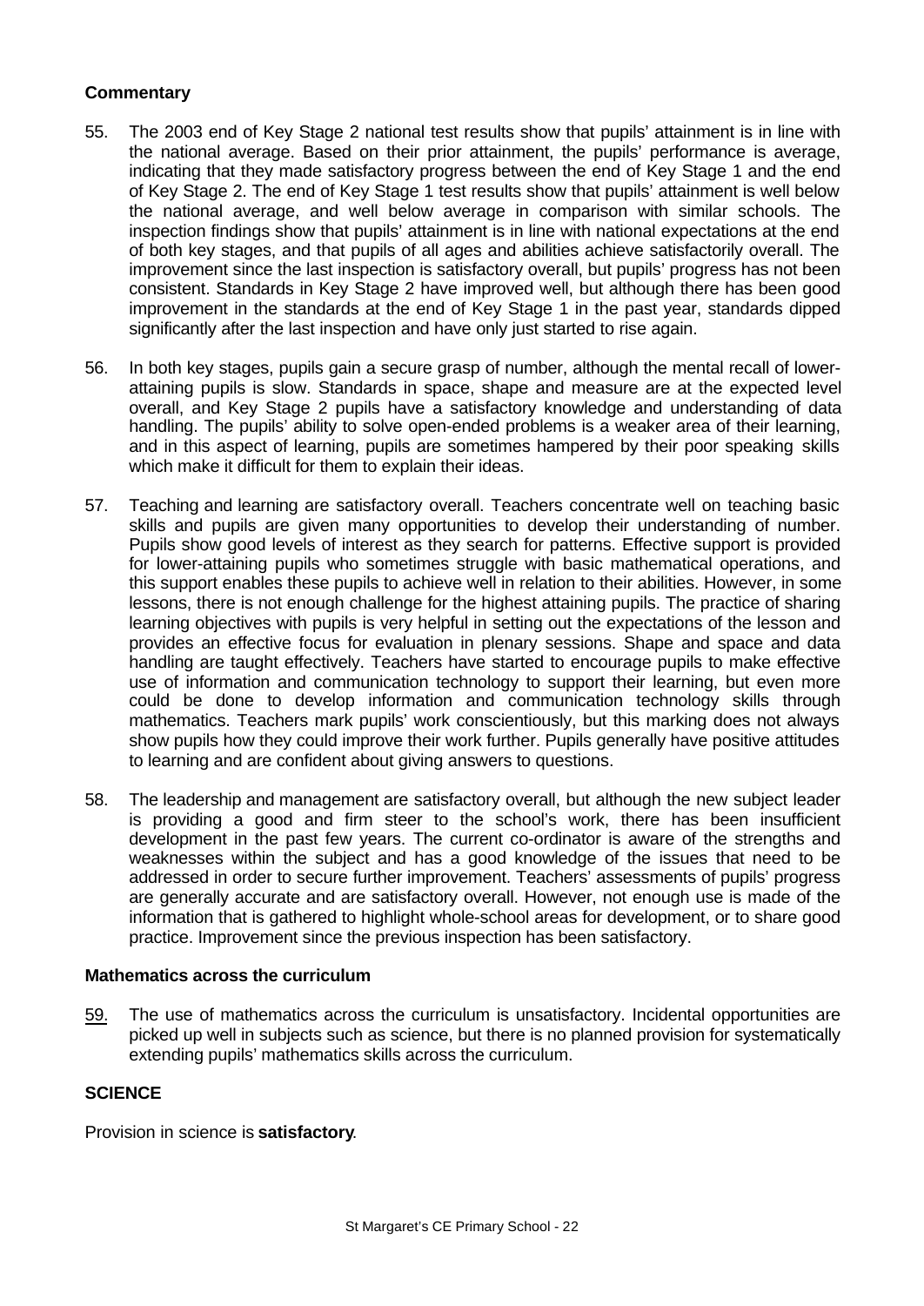**Commentary**

55. The 2003 end of Key Stage 2 national test results show that pupils' attainment is in line with the national average. Based on their prior attainment, the pupils' performance is average, indicating that they made satisfactory progress between the end of Key Stage 1 and the end of Key Stage 2. The end of Key Stage 1 test results show that pupils' attainment is well below the national average, and well below average in comparison with similar schools. The inspection findings show that pupils' attainment is in line with national expectations at the end of both key stages, and that pupils of all ages and abilities achieve satisfactorily overall. The improvement since the last inspection is satisfactory overall, but pupils' progress has not been consistent. Standards in Key Stage 2 have improved well, but although there has been good improvement in the standards at the end of Key Stage 1 in the past year, standards dipped significantly after the last inspection and have only just started to rise again.

56. In both key stages, pupils gain a secure grasp of number, although the mental recall of lower-attaining pupils is slow. Standards in space, shape and measure are at the expected level overall, and Key Stage 2 pupils have a satisfactory knowledge and understanding of data handling. The pupils' ability to solve open-ended problems is a weaker area of their learning, and in this aspect of learning, pupils are sometimes hampered by their poor speaking skills which make it difficult for them to explain their ideas.

57. Teaching and learning are satisfactory overall. Teachers concentrate well on teaching basic skills and pupils are given many opportunities to develop their understanding of number. Pupils show good levels of interest as they search for patterns. Effective support is provided for lower-attaining pupils who sometimes struggle with basic mathematical operations, and this support enables these pupils to achieve well in relation to their abilities. However, in some lessons, there is not enough challenge for the highest attaining pupils. The practice of sharing learning objectives with pupils is very helpful in setting out the expectations of the lesson and provides an effective focus for evaluation in plenary sessions. Shape and space and data handling are taught effectively. Teachers have started to encourage pupils to make effective use of information and communication technology to support their learning, but even more could be done to develop information and communication technology skills through mathematics. Teachers mark pupils' work conscientiously, but this marking does not always show pupils how they could improve their work further. Pupils generally have positive attitudes to learning and are confident about giving answers to questions.

58. The leadership and management are satisfactory overall, but although the new subject leader is providing a good and firm steer to the school's work, there has been insufficient development in the past few years. The current co-ordinator is aware of the strengths and weaknesses within the subject and has a good knowledge of the issues that need to be addressed in order to secure further improvement. Teachers' assessments of pupils' progress are generally accurate and are satisfactory overall. However, not enough use is made of the information that is gathered to highlight whole-school areas for development, or to share good practice. Improvement since the previous inspection has been satisfactory.

**Mathematics across the curriculum**

59. The use of mathematics across the curriculum is unsatisfactory. Incidental opportunities are picked up well in subjects such as science, but there is no planned provision for systematically extending pupils' mathematics skills across the curriculum.

**SCIENCE**

Provision in science is **satisfactory**.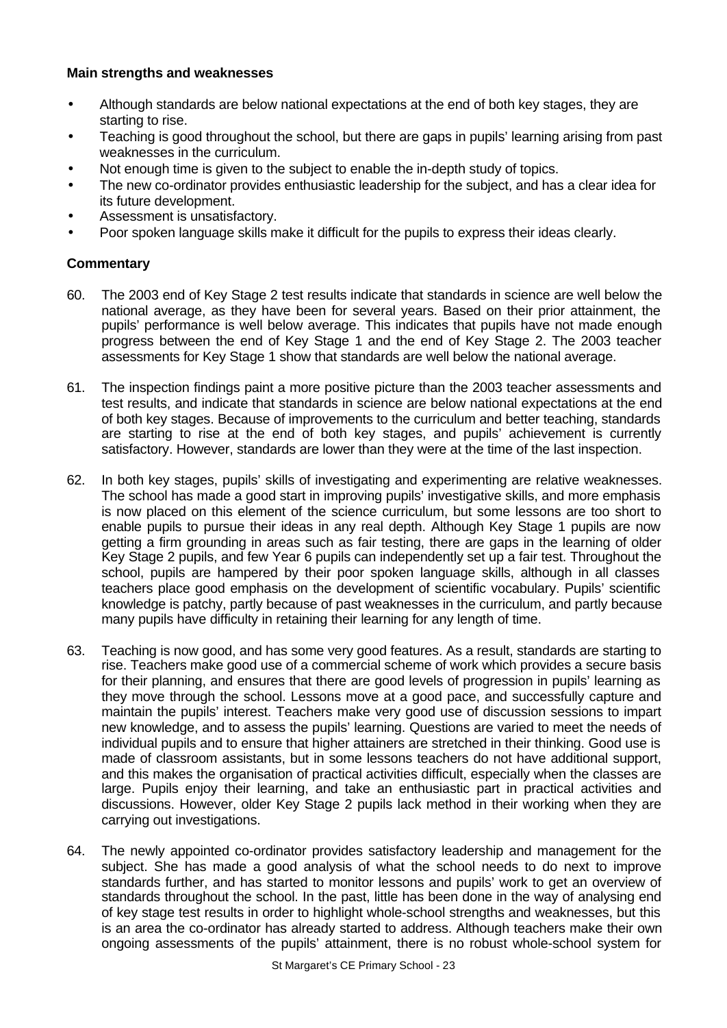**Main strengths and weaknesses**

- Although standards are below national expectations at the end of both key stages, they are starting to rise.
- Teaching is good throughout the school, but there are gaps in pupils' learning arising from past weaknesses in the curriculum.
- Not enough time is given to the subject to enable the in-depth study of topics.
- The new co-ordinator provides enthusiastic leadership for the subject, and has a clear idea for its future development.
- Assessment is unsatisfactory.
- Poor spoken language skills make it difficult for the pupils to express their ideas clearly.

**Commentary**

60. The 2003 end of Key Stage 2 test results indicate that standards in science are well below the national average, as they have been for several years. Based on their prior attainment, the pupils' performance is well below average. This indicates that pupils have not made enough progress between the end of Key Stage 1 and the end of Key Stage 2. The 2003 teacher assessments for Key Stage 1 show that standards are well below the national average.

61. The inspection findings paint a more positive picture than the 2003 teacher assessments and test results, and indicate that standards in science are below national expectations at the end of both key stages. Because of improvements to the curriculum and better teaching, standards are starting to rise at the end of both key stages, and pupils' achievement is currently satisfactory. However, standards are lower than they were at the time of the last inspection.

62. In both key stages, pupils' skills of investigating and experimenting are relative weaknesses. The school has made a good start in improving pupils' investigative skills, and more emphasis is now placed on this element of the science curriculum, but some lessons are too short to enable pupils to pursue their ideas in any real depth. Although Key Stage 1 pupils are now getting a firm grounding in areas such as fair testing, there are gaps in the learning of older Key Stage 2 pupils, and few Year 6 pupils can independently set up a fair test. Throughout the school, pupils are hampered by their poor spoken language skills, although in all classes teachers place good emphasis on the development of scientific vocabulary. Pupils' scientific knowledge is patchy, partly because of past weaknesses in the curriculum, and partly because many pupils have difficulty in retaining their learning for any length of time.

63. Teaching is now good, and has some very good features. As a result, standards are starting to rise. Teachers make good use of a commercial scheme of work which provides a secure basis for their planning, and ensures that there are good levels of progression in pupils' learning as they move through the school. Lessons move at a good pace, and successfully capture and maintain the pupils' interest. Teachers make very good use of discussion sessions to impart new knowledge, and to assess the pupils' learning. Questions are varied to meet the needs of individual pupils and to ensure that higher attainers are stretched in their thinking. Good use is made of classroom assistants, but in some lessons teachers do not have additional support, and this makes the organisation of practical activities difficult, especially when the classes are large. Pupils enjoy their learning, and take an enthusiastic part in practical activities and discussions. However, older Key Stage 2 pupils lack method in their working when they are carrying out investigations.

64. The newly appointed co-ordinator provides satisfactory leadership and management for the subject. She has made a good analysis of what the school needs to do next to improve standards further, and has started to monitor lessons and pupils' work to get an overview of standards throughout the school. In the past, little has been done in the way of analysing end of key stage test results in order to highlight whole-school strengths and weaknesses, but this is an area the co-ordinator has already started to address. Although teachers make their own ongoing assessments of the pupils' attainment, there is no robust whole-school system for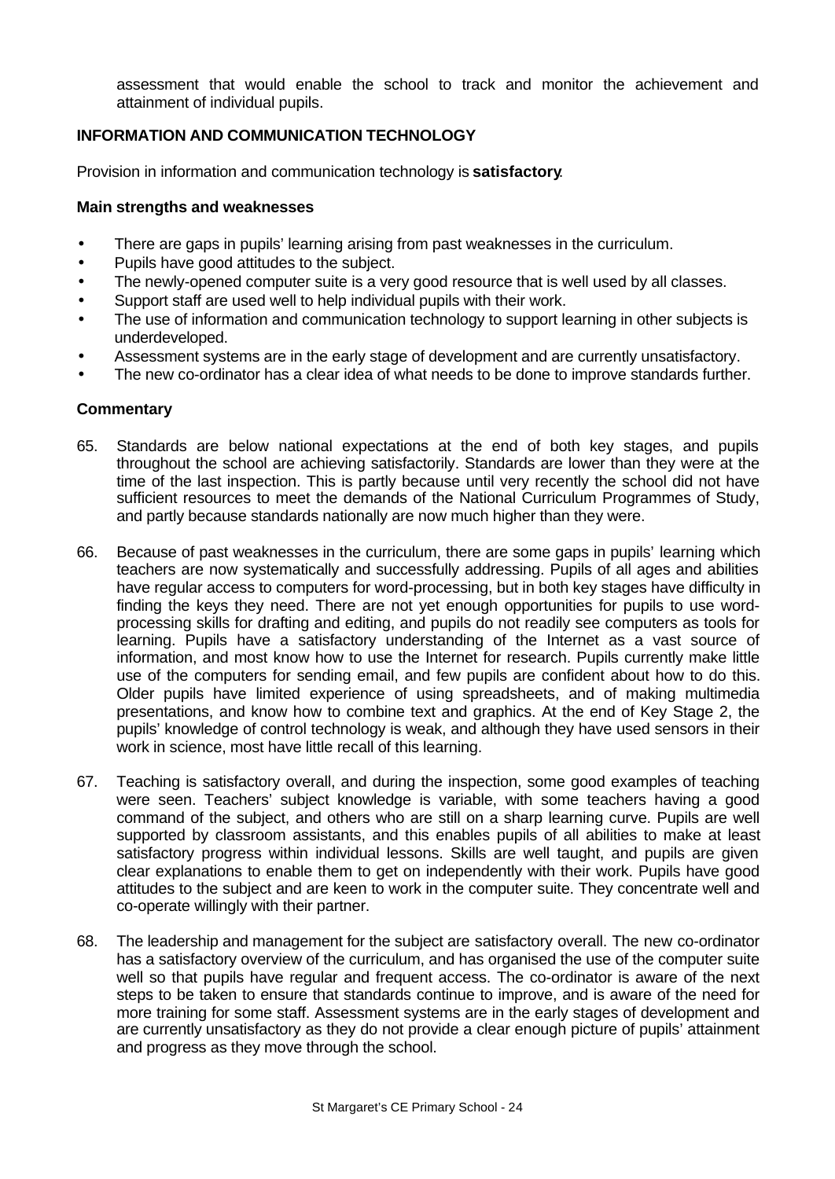assessment that would enable the school to track and monitor the achievement and attainment of individual pupils.

### INFORMATION AND COMMUNICATION TECHNOLOGY

Provision in information and communication technology is **satisfactory**.

#### Main strengths and weaknesses

- There are gaps in pupils' learning arising from past weaknesses in the curriculum.
- Pupils have good attitudes to the subject.
- The newly-opened computer suite is a very good resource that is well used by all classes.
- Support staff are used well to help individual pupils with their work.
- The use of information and communication technology to support learning in other subjects is underdeveloped.
- Assessment systems are in the early stage of development and are currently unsatisfactory.
- The new co-ordinator has a clear idea of what needs to be done to improve standards further.

#### Commentary

65. Standards are below national expectations at the end of both key stages, and pupils throughout the school are achieving satisfactorily. Standards are lower than they were at the time of the last inspection. This is partly because until very recently the school did not have sufficient resources to meet the demands of the National Curriculum Programmes of Study, and partly because standards nationally are now much higher than they were.

66. Because of past weaknesses in the curriculum, there are some gaps in pupils' learning which teachers are now systematically and successfully addressing. Pupils of all ages and abilities have regular access to computers for word-processing, but in both key stages have difficulty in finding the keys they need. There are not yet enough opportunities for pupils to use word-processing skills for drafting and editing, and pupils do not readily see computers as tools for learning. Pupils have a satisfactory understanding of the Internet as a vast source of information, and most know how to use the Internet for research. Pupils currently make little use of the computers for sending email, and few pupils are confident about how to do this. Older pupils have limited experience of using spreadsheets, and of making multimedia presentations, and know how to combine text and graphics. At the end of Key Stage 2, the pupils' knowledge of control technology is weak, and although they have used sensors in their work in science, most have little recall of this learning.

67. Teaching is satisfactory overall, and during the inspection, some good examples of teaching were seen. Teachers' subject knowledge is variable, with some teachers having a good command of the subject, and others who are still on a sharp learning curve. Pupils are well supported by classroom assistants, and this enables pupils of all abilities to make at least satisfactory progress within individual lessons. Skills are well taught, and pupils are given clear explanations to enable them to get on independently with their work. Pupils have good attitudes to the subject and are keen to work in the computer suite. They concentrate well and co-operate willingly with their partner.

68. The leadership and management for the subject are satisfactory overall. The new co-ordinator has a satisfactory overview of the curriculum, and has organised the use of the computer suite well so that pupils have regular and frequent access. The co-ordinator is aware of the next steps to be taken to ensure that standards continue to improve, and is aware of the need for more training for some staff. Assessment systems are in the early stages of development and are currently unsatisfactory as they do not provide a clear enough picture of pupils' attainment and progress as they move through the school.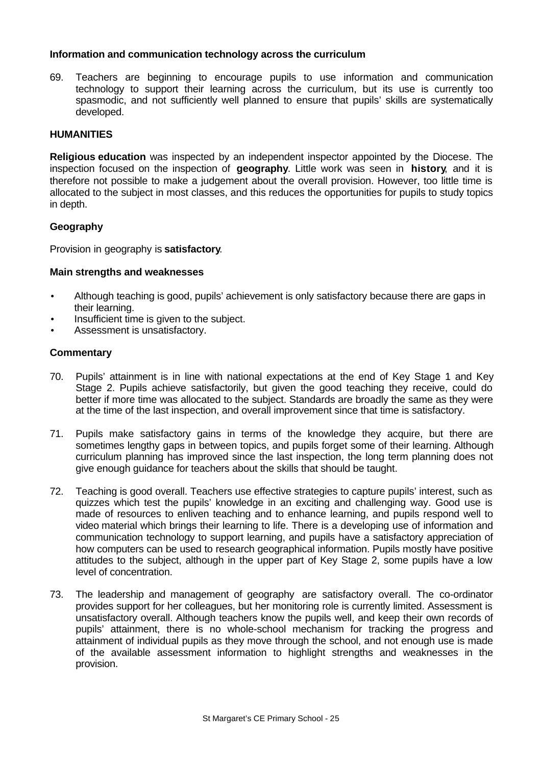**Information and communication technology across the curriculum**

69. Teachers are beginning to encourage pupils to use information and communication technology to support their learning across the curriculum, but its use is currently too spasmodic, and not sufficiently well planned to ensure that pupils' skills are systematically developed.

**HUMANITIES**

**Religious education** was inspected by an independent inspector appointed by the Diocese. The inspection focused on the inspection of **geography**. Little work was seen in **history**, and it is therefore not possible to make a judgement about the overall provision. However, too little time is allocated to the subject in most classes, and this reduces the opportunities for pupils to study topics in depth.

**Geography**

Provision in geography is **satisfactory**.

**Main strengths and weaknesses**

- Although teaching is good, pupils' achievement is only satisfactory because there are gaps in their learning.
- Insufficient time is given to the subject.
- Assessment is unsatisfactory.

**Commentary**

70. Pupils' attainment is in line with national expectations at the end of Key Stage 1 and Key Stage 2. Pupils achieve satisfactorily, but given the good teaching they receive, could do better if more time was allocated to the subject. Standards are broadly the same as they were at the time of the last inspection, and overall improvement since that time is satisfactory.

71. Pupils make satisfactory gains in terms of the knowledge they acquire, but there are sometimes lengthy gaps in between topics, and pupils forget some of their learning. Although curriculum planning has improved since the last inspection, the long term planning does not give enough guidance for teachers about the skills that should be taught.

72. Teaching is good overall. Teachers use effective strategies to capture pupils' interest, such as quizzes which test the pupils' knowledge in an exciting and challenging way. Good use is made of resources to enliven teaching and to enhance learning, and pupils respond well to video material which brings their learning to life. There is a developing use of information and communication technology to support learning, and pupils have a satisfactory appreciation of how computers can be used to research geographical information. Pupils mostly have positive attitudes to the subject, although in the upper part of Key Stage 2, some pupils have a low level of concentration.

73. The leadership and management of geography are satisfactory overall. The co-ordinator provides support for her colleagues, but her monitoring role is currently limited. Assessment is unsatisfactory overall. Although teachers know the pupils well, and keep their own records of pupils' attainment, there is no whole-school mechanism for tracking the progress and attainment of individual pupils as they move through the school, and not enough use is made of the available assessment information to highlight strengths and weaknesses in the provision.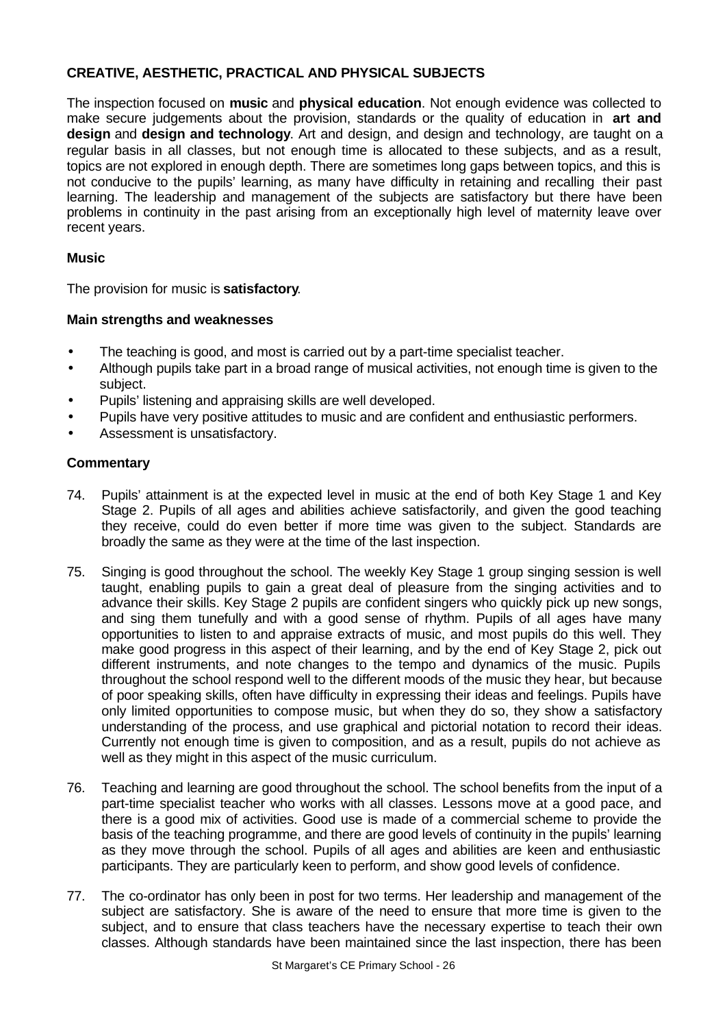## CREATIVE, AESTHETIC, PRACTICAL AND PHYSICAL SUBJECTS

The inspection focused on **music** and **physical education**. Not enough evidence was collected to make secure judgements about the provision, standards or the quality of education in **art and design** and **design and technology**. Art and design, and design and technology, are taught on a regular basis in all classes, but not enough time is allocated to these subjects, and as a result, topics are not explored in enough depth. There are sometimes long gaps between topics, and this is not conducive to the pupils' learning, as many have difficulty in retaining and recalling their past learning. The leadership and management of the subjects are satisfactory but there have been problems in continuity in the past arising from an exceptionally high level of maternity leave over recent years.

### Music

The provision for music is **satisfactory**.

#### Main strengths and weaknesses

- The teaching is good, and most is carried out by a part-time specialist teacher.
- Although pupils take part in a broad range of musical activities, not enough time is given to the subject.
- Pupils' listening and appraising skills are well developed.
- Pupils have very positive attitudes to music and are confident and enthusiastic performers.
- Assessment is unsatisfactory.

#### Commentary

74. Pupils' attainment is at the expected level in music at the end of both Key Stage 1 and Key Stage 2. Pupils of all ages and abilities achieve satisfactorily, and given the good teaching they receive, could do even better if more time was given to the subject. Standards are broadly the same as they were at the time of the last inspection.

75. Singing is good throughout the school. The weekly Key Stage 1 group singing session is well taught, enabling pupils to gain a great deal of pleasure from the singing activities and to advance their skills. Key Stage 2 pupils are confident singers who quickly pick up new songs, and sing them tunefully and with a good sense of rhythm. Pupils of all ages have many opportunities to listen to and appraise extracts of music, and most pupils do this well. They make good progress in this aspect of their learning, and by the end of Key Stage 2, pick out different instruments, and note changes to the tempo and dynamics of the music. Pupils throughout the school respond well to the different moods of the music they hear, but because of poor speaking skills, often have difficulty in expressing their ideas and feelings. Pupils have only limited opportunities to compose music, but when they do so, they show a satisfactory understanding of the process, and use graphical and pictorial notation to record their ideas. Currently not enough time is given to composition, and as a result, pupils do not achieve as well as they might in this aspect of the music curriculum.

76. Teaching and learning are good throughout the school. The school benefits from the input of a part-time specialist teacher who works with all classes. Lessons move at a good pace, and there is a good mix of activities. Good use is made of a commercial scheme to provide the basis of the teaching programme, and there are good levels of continuity in the pupils' learning as they move through the school. Pupils of all ages and abilities are keen and enthusiastic participants. They are particularly keen to perform, and show good levels of confidence.

77. The co-ordinator has only been in post for two terms. Her leadership and management of the subject are satisfactory. She is aware of the need to ensure that more time is given to the subject, and to ensure that class teachers have the necessary expertise to teach their own classes. Although standards have been maintained since the last inspection, there has been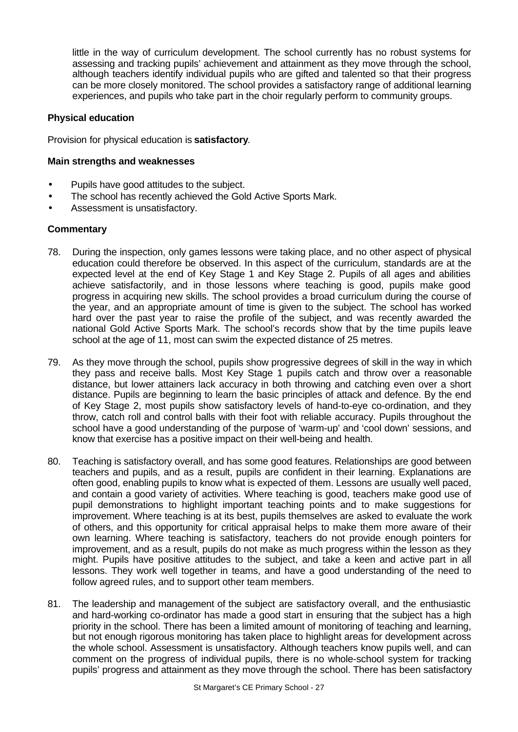little in the way of curriculum development. The school currently has no robust systems for assessing and tracking pupils' achievement and attainment as they move through the school, although teachers identify individual pupils who are gifted and talented so that their progress can be more closely monitored. The school provides a satisfactory range of additional learning experiences, and pupils who take part in the choir regularly perform to community groups.

**Physical education**

Provision for physical education is **satisfactory**.

**Main strengths and weaknesses**

- Pupils have good attitudes to the subject.
- The school has recently achieved the Gold Active Sports Mark.
- Assessment is unsatisfactory.

**Commentary**

78. During the inspection, only games lessons were taking place, and no other aspect of physical education could therefore be observed. In this aspect of the curriculum, standards are at the expected level at the end of Key Stage 1 and Key Stage 2. Pupils of all ages and abilities achieve satisfactorily, and in those lessons where teaching is good, pupils make good progress in acquiring new skills. The school provides a broad curriculum during the course of the year, and an appropriate amount of time is given to the subject. The school has worked hard over the past year to raise the profile of the subject, and was recently awarded the national Gold Active Sports Mark. The school's records show that by the time pupils leave school at the age of 11, most can swim the expected distance of 25 metres.

79. As they move through the school, pupils show progressive degrees of skill in the way in which they pass and receive balls. Most Key Stage 1 pupils catch and throw over a reasonable distance, but lower attainers lack accuracy in both throwing and catching even over a short distance. Pupils are beginning to learn the basic principles of attack and defence. By the end of Key Stage 2, most pupils show satisfactory levels of hand-to-eye co-ordination, and they throw, catch roll and control balls with their foot with reliable accuracy. Pupils throughout the school have a good understanding of the purpose of 'warm-up' and 'cool down' sessions, and know that exercise has a positive impact on their well-being and health.

80. Teaching is satisfactory overall, and has some good features. Relationships are good between teachers and pupils, and as a result, pupils are confident in their learning. Explanations are often good, enabling pupils to know what is expected of them. Lessons are usually well paced, and contain a good variety of activities. Where teaching is good, teachers make good use of pupil demonstrations to highlight important teaching points and to make suggestions for improvement. Where teaching is at its best, pupils themselves are asked to evaluate the work of others, and this opportunity for critical appraisal helps to make them more aware of their own learning. Where teaching is satisfactory, teachers do not provide enough pointers for improvement, and as a result, pupils do not make as much progress within the lesson as they might. Pupils have positive attitudes to the subject, and take a keen and active part in all lessons. They work well together in teams, and have a good understanding of the need to follow agreed rules, and to support other team members.

81. The leadership and management of the subject are satisfactory overall, and the enthusiastic and hard-working co-ordinator has made a good start in ensuring that the subject has a high priority in the school. There has been a limited amount of monitoring of teaching and learning, but not enough rigorous monitoring has taken place to highlight areas for development across the whole school. Assessment is unsatisfactory. Although teachers know pupils well, and can comment on the progress of individual pupils, there is no whole-school system for tracking pupils' progress and attainment as they move through the school. There has been satisfactory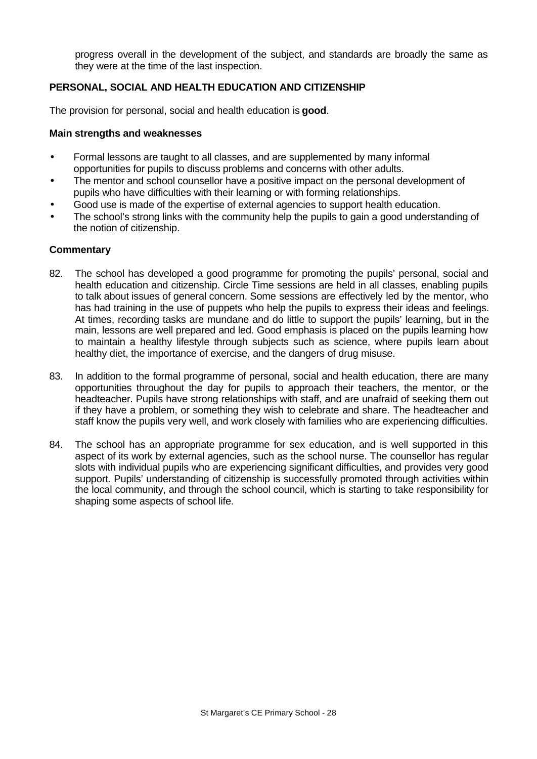progress overall in the development of the subject, and standards are broadly the same as they were at the time of the last inspection.

## PERSONAL, SOCIAL AND HEALTH EDUCATION AND CITIZENSHIP

The provision for personal, social and health education is **good**.

### Main strengths and weaknesses

- Formal lessons are taught to all classes, and are supplemented by many informal opportunities for pupils to discuss problems and concerns with other adults.
- The mentor and school counsellor have a positive impact on the personal development of pupils who have difficulties with their learning or with forming relationships.
- Good use is made of the expertise of external agencies to support health education.
- The school's strong links with the community help the pupils to gain a good understanding of the notion of citizenship.

### Commentary

82. The school has developed a good programme for promoting the pupils' personal, social and health education and citizenship. Circle Time sessions are held in all classes, enabling pupils to talk about issues of general concern. Some sessions are effectively led by the mentor, who has had training in the use of puppets who help the pupils to express their ideas and feelings. At times, recording tasks are mundane and do little to support the pupils' learning, but in the main, lessons are well prepared and led. Good emphasis is placed on the pupils learning how to maintain a healthy lifestyle through subjects such as science, where pupils learn about healthy diet, the importance of exercise, and the dangers of drug misuse.

83. In addition to the formal programme of personal, social and health education, there are many opportunities throughout the day for pupils to approach their teachers, the mentor, or the headteacher. Pupils have strong relationships with staff, and are unafraid of seeking them out if they have a problem, or something they wish to celebrate and share. The headteacher and staff know the pupils very well, and work closely with families who are experiencing difficulties.

84. The school has an appropriate programme for sex education, and is well supported in this aspect of its work by external agencies, such as the school nurse. The counsellor has regular slots with individual pupils who are experiencing significant difficulties, and provides very good support. Pupils' understanding of citizenship is successfully promoted through activities within the local community, and through the school council, which is starting to take responsibility for shaping some aspects of school life.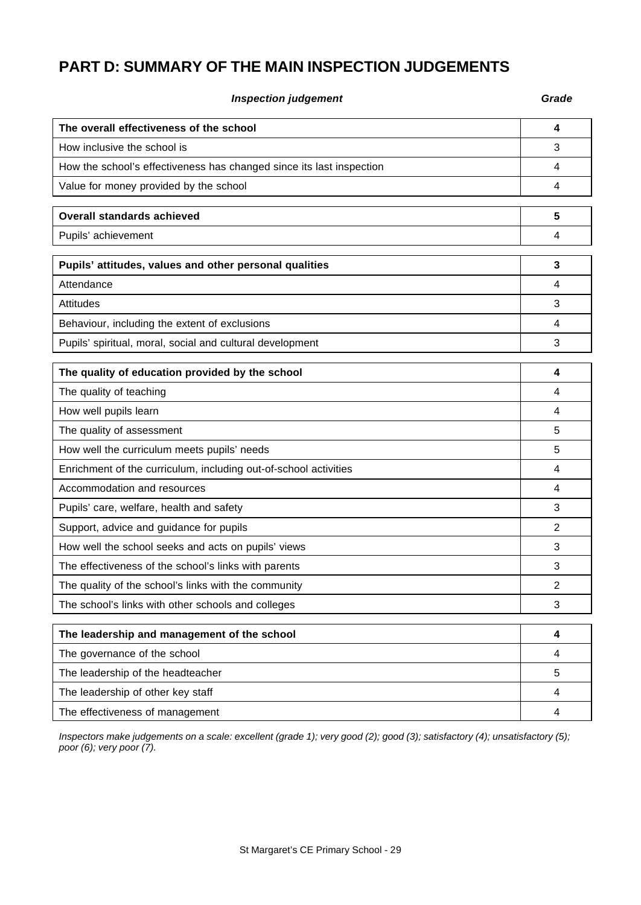# PART D: SUMMARY OF THE MAIN INSPECTION JUDGEMENTS

| ***Inspection judgement*** | ***Grade*** |
|---|---|
| **The overall effectiveness of the school** | **4** |
| How inclusive the school is | 3 |
| How the school's effectiveness has changed since its last inspection | 4 |
| Value for money provided by the school | 4 |
| **Overall standards achieved** | **5** |
| Pupils' achievement | 4 |
| **Pupils' attitudes, values and other personal qualities** | **3** |
| Attendance | 4 |
| Attitudes | 3 |
| Behaviour, including the extent of exclusions | 4 |
| Pupils' spiritual, moral, social and cultural development | 3 |
| **The quality of education provided by the school** | **4** |
| The quality of teaching | 4 |
| How well pupils learn | 4 |
| The quality of assessment | 5 |
| How well the curriculum meets pupils' needs | 5 |
| Enrichment of the curriculum, including out-of-school activities | 4 |
| Accommodation and resources | 4 |
| Pupils' care, welfare, health and safety | 3 |
| Support, advice and guidance for pupils | 2 |
| How well the school seeks and acts on pupils' views | 3 |
| The effectiveness of the school's links with parents | 3 |
| The quality of the school's links with the community | 2 |
| The school's links with other schools and colleges | 3 |
| **The leadership and management of the school** | **4** |
| The governance of the school | 4 |
| The leadership of the headteacher | 5 |
| The leadership of other key staff | 4 |
| The effectiveness of management | 4 |

*Inspectors make judgements on a scale: excellent (grade 1); very good (2); good (3); satisfactory (4); unsatisfactory (5); poor (6); very poor (7).*